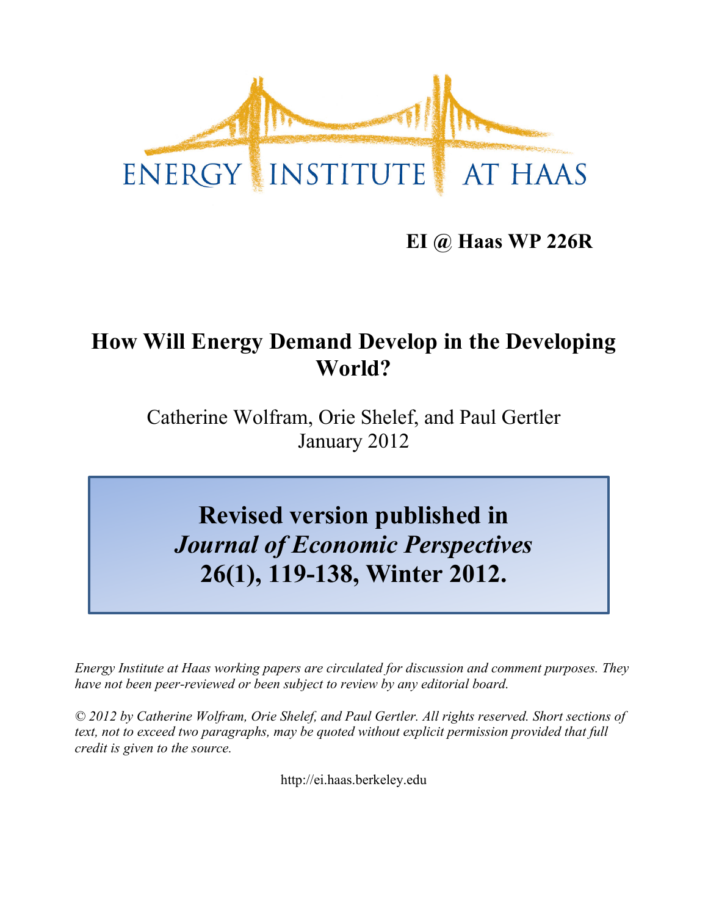ENERGY INSTITUTE AT HAAS

**EI @ Haas WP 226R**

# How Will Energy Demand Develop in the Developing World?

Catherine Wolfram, Orie Shelef, and Paul Gertler
January 2012

**Revised version published in**
***Journal of Economic Perspectives***
**26(1), 119-138, Winter 2012.**

*Energy Institute at Haas working papers are circulated for discussion and comment purposes. They have not been peer-reviewed or been subject to review by any editorial board.*

*© 2012 by Catherine Wolfram, Orie Shelef, and Paul Gertler. All rights reserved. Short sections of text, not to exceed two paragraphs, may be quoted without explicit permission provided that full credit is given to the source.*

http://ei.haas.berkeley.edu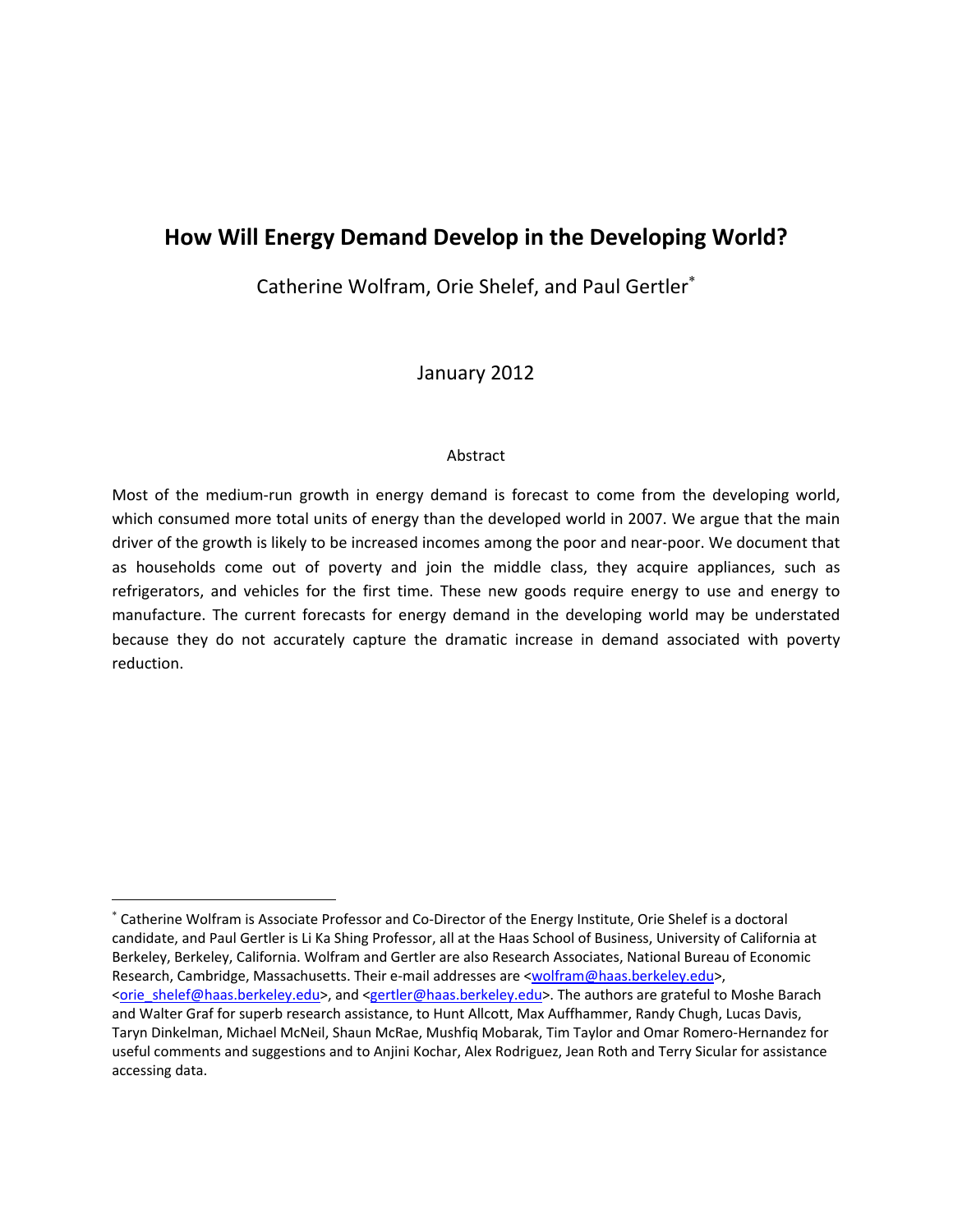# How Will Energy Demand Develop in the Developing World?

Catherine Wolfram, Orie Shelef, and Paul Gertler[*]

January 2012

## Abstract

Most of the medium-run growth in energy demand is forecast to come from the developing world, which consumed more total units of energy than the developed world in 2007. We argue that the main driver of the growth is likely to be increased incomes among the poor and near-poor. We document that as households come out of poverty and join the middle class, they acquire appliances, such as refrigerators, and vehicles for the first time. These new goods require energy to use and energy to manufacture. The current forecasts for energy demand in the developing world may be understated because they do not accurately capture the dramatic increase in demand associated with poverty reduction.

---

[*] Catherine Wolfram is Associate Professor and Co-Director of the Energy Institute, Orie Shelef is a doctoral candidate, and Paul Gertler is Li Ka Shing Professor, all at the Haas School of Business, University of California at Berkeley, Berkeley, California. Wolfram and Gertler are also Research Associates, National Bureau of Economic Research, Cambridge, Massachusetts. Their e-mail addresses are <wolfram@haas.berkeley.edu>, <orie_shelef@haas.berkeley.edu>, and <gertler@haas.berkeley.edu>. The authors are grateful to Moshe Barach and Walter Graf for superb research assistance, to Hunt Allcott, Max Auffhammer, Randy Chugh, Lucas Davis, Taryn Dinkelman, Michael McNeil, Shaun McRae, Mushfiq Mobarak, Tim Taylor and Omar Romero-Hernandez for useful comments and suggestions and to Anjini Kochar, Alex Rodriguez, Jean Roth and Terry Sicular for assistance accessing data.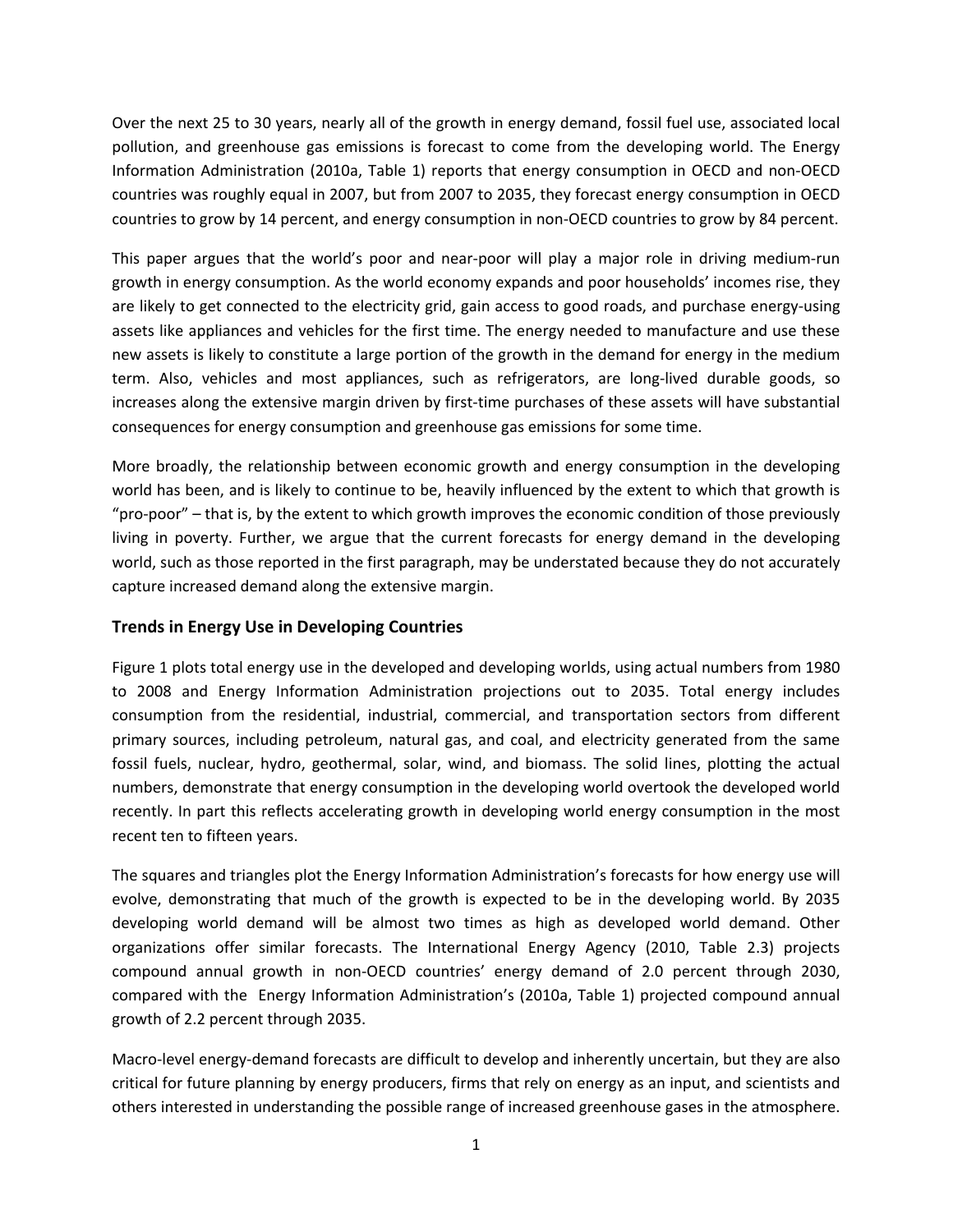Over the next 25 to 30 years, nearly all of the growth in energy demand, fossil fuel use, associated local pollution, and greenhouse gas emissions is forecast to come from the developing world. The Energy Information Administration (2010a, Table 1) reports that energy consumption in OECD and non-OECD countries was roughly equal in 2007, but from 2007 to 2035, they forecast energy consumption in OECD countries to grow by 14 percent, and energy consumption in non-OECD countries to grow by 84 percent.

This paper argues that the world's poor and near-poor will play a major role in driving medium-run growth in energy consumption. As the world economy expands and poor households' incomes rise, they are likely to get connected to the electricity grid, gain access to good roads, and purchase energy-using assets like appliances and vehicles for the first time. The energy needed to manufacture and use these new assets is likely to constitute a large portion of the growth in the demand for energy in the medium term. Also, vehicles and most appliances, such as refrigerators, are long-lived durable goods, so increases along the extensive margin driven by first-time purchases of these assets will have substantial consequences for energy consumption and greenhouse gas emissions for some time.

More broadly, the relationship between economic growth and energy consumption in the developing world has been, and is likely to continue to be, heavily influenced by the extent to which that growth is "pro-poor" – that is, by the extent to which growth improves the economic condition of those previously living in poverty. Further, we argue that the current forecasts for energy demand in the developing world, such as those reported in the first paragraph, may be understated because they do not accurately capture increased demand along the extensive margin.

## Trends in Energy Use in Developing Countries

Figure 1 plots total energy use in the developed and developing worlds, using actual numbers from 1980 to 2008 and Energy Information Administration projections out to 2035. Total energy includes consumption from the residential, industrial, commercial, and transportation sectors from different primary sources, including petroleum, natural gas, and coal, and electricity generated from the same fossil fuels, nuclear, hydro, geothermal, solar, wind, and biomass. The solid lines, plotting the actual numbers, demonstrate that energy consumption in the developing world overtook the developed world recently. In part this reflects accelerating growth in developing world energy consumption in the most recent ten to fifteen years.

The squares and triangles plot the Energy Information Administration's forecasts for how energy use will evolve, demonstrating that much of the growth is expected to be in the developing world. By 2035 developing world demand will be almost two times as high as developed world demand. Other organizations offer similar forecasts. The International Energy Agency (2010, Table 2.3) projects compound annual growth in non-OECD countries' energy demand of 2.0 percent through 2030, compared with the Energy Information Administration's (2010a, Table 1) projected compound annual growth of 2.2 percent through 2035.

Macro-level energy-demand forecasts are difficult to develop and inherently uncertain, but they are also critical for future planning by energy producers, firms that rely on energy as an input, and scientists and others interested in understanding the possible range of increased greenhouse gases in the atmosphere.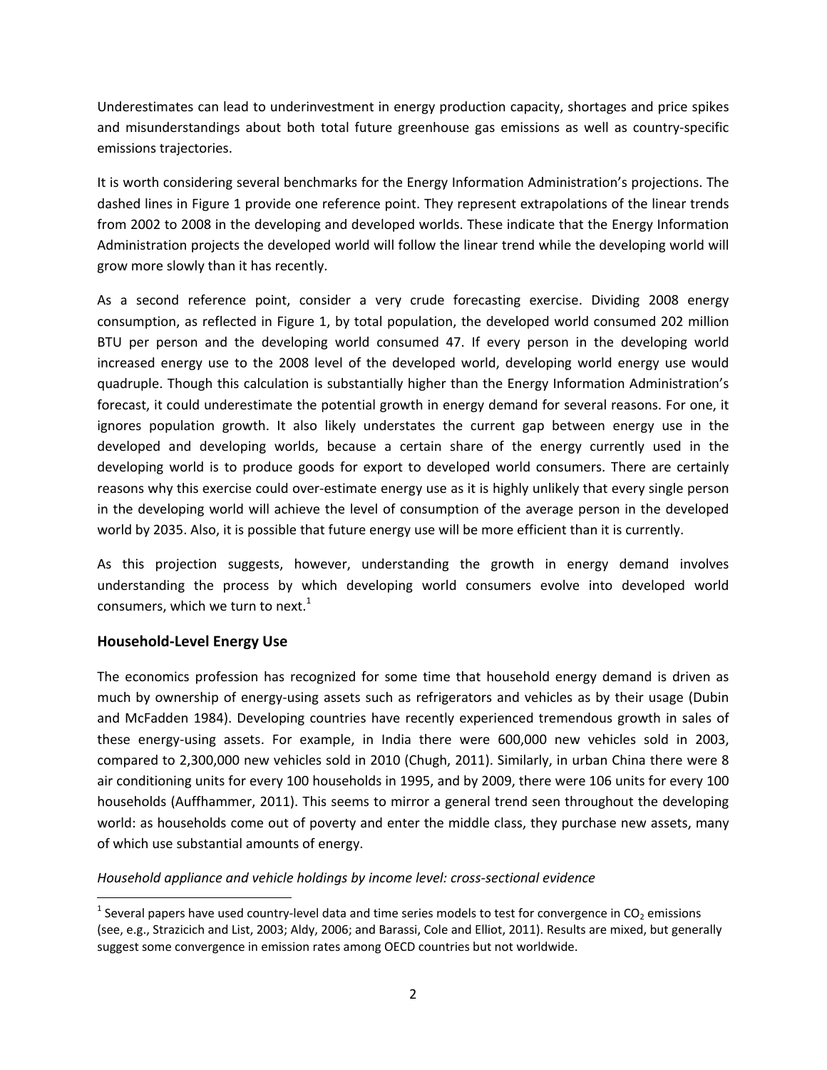Underestimates can lead to underinvestment in energy production capacity, shortages and price spikes and misunderstandings about both total future greenhouse gas emissions as well as country-specific emissions trajectories.

It is worth considering several benchmarks for the Energy Information Administration's projections. The dashed lines in Figure 1 provide one reference point. They represent extrapolations of the linear trends from 2002 to 2008 in the developing and developed worlds. These indicate that the Energy Information Administration projects the developed world will follow the linear trend while the developing world will grow more slowly than it has recently.

As a second reference point, consider a very crude forecasting exercise. Dividing 2008 energy consumption, as reflected in Figure 1, by total population, the developed world consumed 202 million BTU per person and the developing world consumed 47. If every person in the developing world increased energy use to the 2008 level of the developed world, developing world energy use would quadruple. Though this calculation is substantially higher than the Energy Information Administration's forecast, it could underestimate the potential growth in energy demand for several reasons. For one, it ignores population growth. It also likely understates the current gap between energy use in the developed and developing worlds, because a certain share of the energy currently used in the developing world is to produce goods for export to developed world consumers. There are certainly reasons why this exercise could over-estimate energy use as it is highly unlikely that every single person in the developing world will achieve the level of consumption of the average person in the developed world by 2035. Also, it is possible that future energy use will be more efficient than it is currently.

As this projection suggests, however, understanding the growth in energy demand involves understanding the process by which developing world consumers evolve into developed world consumers, which we turn to next.[1]

## Household-Level Energy Use

The economics profession has recognized for some time that household energy demand is driven as much by ownership of energy-using assets such as refrigerators and vehicles as by their usage (Dubin and McFadden 1984). Developing countries have recently experienced tremendous growth in sales of these energy-using assets. For example, in India there were 600,000 new vehicles sold in 2003, compared to 2,300,000 new vehicles sold in 2010 (Chugh, 2011). Similarly, in urban China there were 8 air conditioning units for every 100 households in 1995, and by 2009, there were 106 units for every 100 households (Auffhammer, 2011). This seems to mirror a general trend seen throughout the developing world: as households come out of poverty and enter the middle class, they purchase new assets, many of which use substantial amounts of energy.

*Household appliance and vehicle holdings by income level: cross-sectional evidence*

[1] Several papers have used country-level data and time series models to test for convergence in $CO_2$ emissions (see, e.g., Strazicich and List, 2003; Aldy, 2006; and Barassi, Cole and Elliot, 2011). Results are mixed, but generally suggest some convergence in emission rates among OECD countries but not worldwide.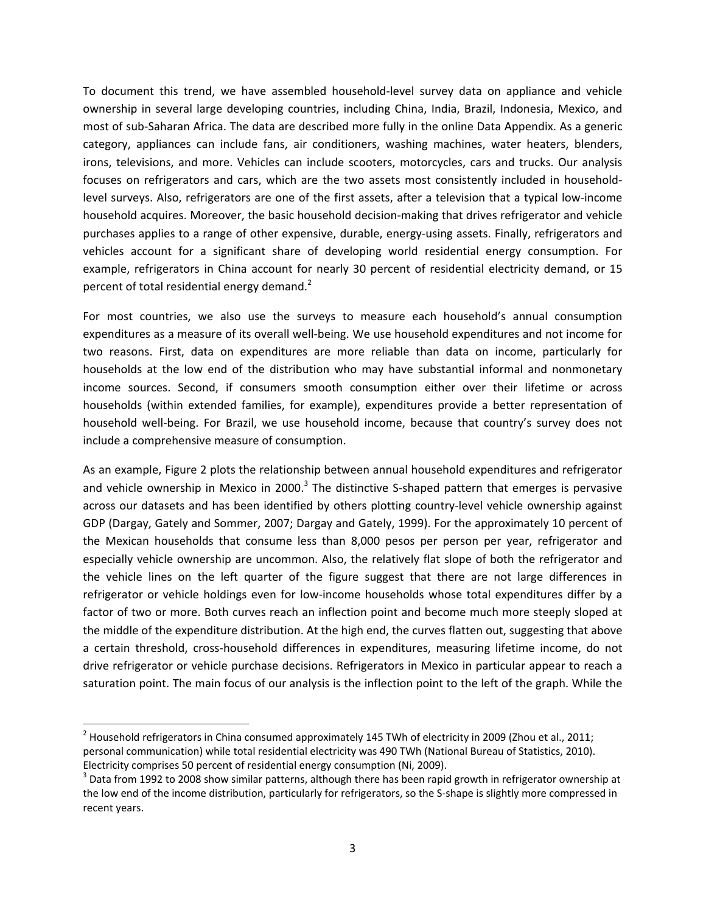To document this trend, we have assembled household-level survey data on appliance and vehicle ownership in several large developing countries, including China, India, Brazil, Indonesia, Mexico, and most of sub-Saharan Africa. The data are described more fully in the online Data Appendix. As a generic category, appliances can include fans, air conditioners, washing machines, water heaters, blenders, irons, televisions, and more. Vehicles can include scooters, motorcycles, cars and trucks. Our analysis focuses on refrigerators and cars, which are the two assets most consistently included in household-level surveys. Also, refrigerators are one of the first assets, after a television that a typical low-income household acquires. Moreover, the basic household decision-making that drives refrigerator and vehicle purchases applies to a range of other expensive, durable, energy-using assets. Finally, refrigerators and vehicles account for a significant share of developing world residential energy consumption. For example, refrigerators in China account for nearly 30 percent of residential electricity demand, or 15 percent of total residential energy demand.[2]

For most countries, we also use the surveys to measure each household's annual consumption expenditures as a measure of its overall well-being. We use household expenditures and not income for two reasons. First, data on expenditures are more reliable than data on income, particularly for households at the low end of the distribution who may have substantial informal and nonmonetary income sources. Second, if consumers smooth consumption either over their lifetime or across households (within extended families, for example), expenditures provide a better representation of household well-being. For Brazil, we use household income, because that country's survey does not include a comprehensive measure of consumption.

As an example, Figure 2 plots the relationship between annual household expenditures and refrigerator and vehicle ownership in Mexico in 2000.[3] The distinctive S-shaped pattern that emerges is pervasive across our datasets and has been identified by others plotting country-level vehicle ownership against GDP (Dargay, Gately and Sommer, 2007; Dargay and Gately, 1999). For the approximately 10 percent of the Mexican households that consume less than 8,000 pesos per person per year, refrigerator and especially vehicle ownership are uncommon. Also, the relatively flat slope of both the refrigerator and the vehicle lines on the left quarter of the figure suggest that there are not large differences in refrigerator or vehicle holdings even for low-income households whose total expenditures differ by a factor of two or more. Both curves reach an inflection point and become much more steeply sloped at the middle of the expenditure distribution. At the high end, the curves flatten out, suggesting that above a certain threshold, cross-household differences in expenditures, measuring lifetime income, do not drive refrigerator or vehicle purchase decisions. Refrigerators in Mexico in particular appear to reach a saturation point. The main focus of our analysis is the inflection point to the left of the graph. While the

---

[2] Household refrigerators in China consumed approximately 145 TWh of electricity in 2009 (Zhou et al., 2011; personal communication) while total residential electricity was 490 TWh (National Bureau of Statistics, 2010). Electricity comprises 50 percent of residential energy consumption (Ni, 2009).

[3] Data from 1992 to 2008 show similar patterns, although there has been rapid growth in refrigerator ownership at the low end of the income distribution, particularly for refrigerators, so the S-shape is slightly more compressed in recent years.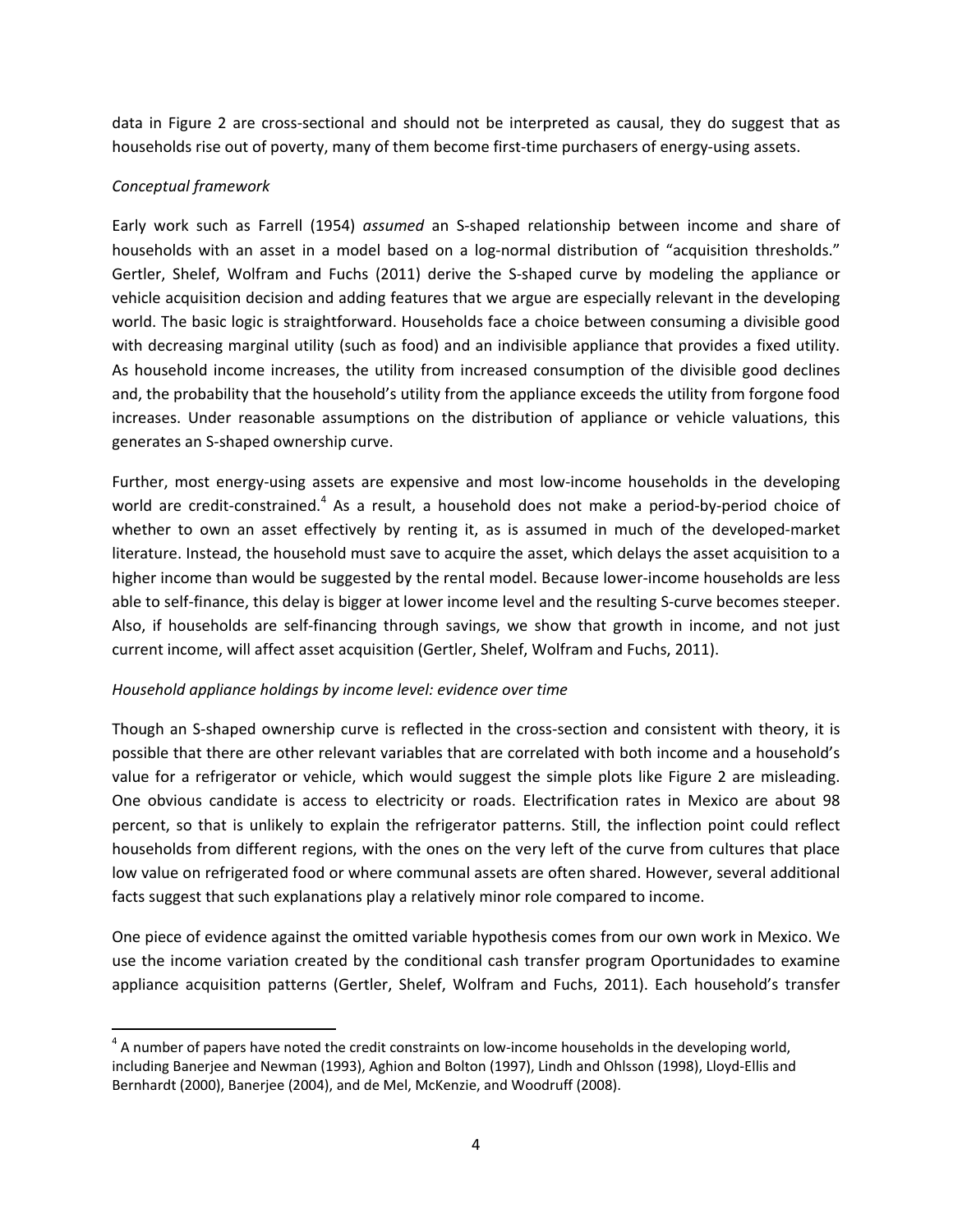data in Figure 2 are cross-sectional and should not be interpreted as causal, they do suggest that as households rise out of poverty, many of them become first-time purchasers of energy-using assets.

*Conceptual framework*

Early work such as Farrell (1954) *assumed* an S-shaped relationship between income and share of households with an asset in a model based on a log-normal distribution of "acquisition thresholds." Gertler, Shelef, Wolfram and Fuchs (2011) derive the S-shaped curve by modeling the appliance or vehicle acquisition decision and adding features that we argue are especially relevant in the developing world. The basic logic is straightforward. Households face a choice between consuming a divisible good with decreasing marginal utility (such as food) and an indivisible appliance that provides a fixed utility. As household income increases, the utility from increased consumption of the divisible good declines and, the probability that the household's utility from the appliance exceeds the utility from forgone food increases. Under reasonable assumptions on the distribution of appliance or vehicle valuations, this generates an S-shaped ownership curve.

Further, most energy-using assets are expensive and most low-income households in the developing world are credit-constrained.[4] As a result, a household does not make a period-by-period choice of whether to own an asset effectively by renting it, as is assumed in much of the developed-market literature. Instead, the household must save to acquire the asset, which delays the asset acquisition to a higher income than would be suggested by the rental model. Because lower-income households are less able to self-finance, this delay is bigger at lower income level and the resulting S-curve becomes steeper. Also, if households are self-financing through savings, we show that growth in income, and not just current income, will affect asset acquisition (Gertler, Shelef, Wolfram and Fuchs, 2011).

*Household appliance holdings by income level: evidence over time*

Though an S-shaped ownership curve is reflected in the cross-section and consistent with theory, it is possible that there are other relevant variables that are correlated with both income and a household's value for a refrigerator or vehicle, which would suggest the simple plots like Figure 2 are misleading. One obvious candidate is access to electricity or roads. Electrification rates in Mexico are about 98 percent, so that is unlikely to explain the refrigerator patterns. Still, the inflection point could reflect households from different regions, with the ones on the very left of the curve from cultures that place low value on refrigerated food or where communal assets are often shared. However, several additional facts suggest that such explanations play a relatively minor role compared to income.

One piece of evidence against the omitted variable hypothesis comes from our own work in Mexico. We use the income variation created by the conditional cash transfer program Oportunidades to examine appliance acquisition patterns (Gertler, Shelef, Wolfram and Fuchs, 2011). Each household's transfer

[4] A number of papers have noted the credit constraints on low-income households in the developing world, including Banerjee and Newman (1993), Aghion and Bolton (1997), Lindh and Ohlsson (1998), Lloyd-Ellis and Bernhardt (2000), Banerjee (2004), and de Mel, McKenzie, and Woodruff (2008).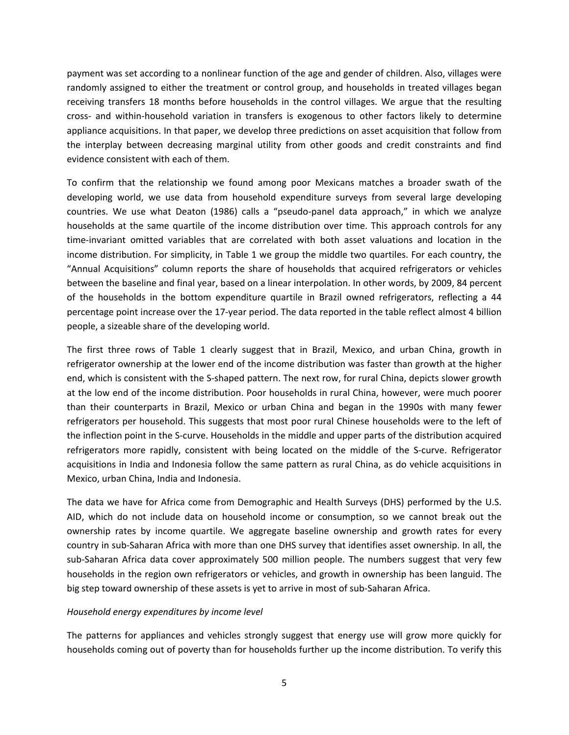payment was set according to a nonlinear function of the age and gender of children. Also, villages were randomly assigned to either the treatment or control group, and households in treated villages began receiving transfers 18 months before households in the control villages. We argue that the resulting cross- and within-household variation in transfers is exogenous to other factors likely to determine appliance acquisitions. In that paper, we develop three predictions on asset acquisition that follow from the interplay between decreasing marginal utility from other goods and credit constraints and find evidence consistent with each of them.

To confirm that the relationship we found among poor Mexicans matches a broader swath of the developing world, we use data from household expenditure surveys from several large developing countries. We use what Deaton (1986) calls a "pseudo-panel data approach," in which we analyze households at the same quartile of the income distribution over time. This approach controls for any time-invariant omitted variables that are correlated with both asset valuations and location in the income distribution. For simplicity, in Table 1 we group the middle two quartiles. For each country, the "Annual Acquisitions" column reports the share of households that acquired refrigerators or vehicles between the baseline and final year, based on a linear interpolation. In other words, by 2009, 84 percent of the households in the bottom expenditure quartile in Brazil owned refrigerators, reflecting a 44 percentage point increase over the 17-year period. The data reported in the table reflect almost 4 billion people, a sizeable share of the developing world.

The first three rows of Table 1 clearly suggest that in Brazil, Mexico, and urban China, growth in refrigerator ownership at the lower end of the income distribution was faster than growth at the higher end, which is consistent with the S-shaped pattern. The next row, for rural China, depicts slower growth at the low end of the income distribution. Poor households in rural China, however, were much poorer than their counterparts in Brazil, Mexico or urban China and began in the 1990s with many fewer refrigerators per household. This suggests that most poor rural Chinese households were to the left of the inflection point in the S-curve. Households in the middle and upper parts of the distribution acquired refrigerators more rapidly, consistent with being located on the middle of the S-curve. Refrigerator acquisitions in India and Indonesia follow the same pattern as rural China, as do vehicle acquisitions in Mexico, urban China, India and Indonesia.

The data we have for Africa come from Demographic and Health Surveys (DHS) performed by the U.S. AID, which do not include data on household income or consumption, so we cannot break out the ownership rates by income quartile. We aggregate baseline ownership and growth rates for every country in sub-Saharan Africa with more than one DHS survey that identifies asset ownership. In all, the sub-Saharan Africa data cover approximately 500 million people. The numbers suggest that very few households in the region own refrigerators or vehicles, and growth in ownership has been languid. The big step toward ownership of these assets is yet to arrive in most of sub-Saharan Africa.

*Household energy expenditures by income level*

The patterns for appliances and vehicles strongly suggest that energy use will grow more quickly for households coming out of poverty than for households further up the income distribution. To verify this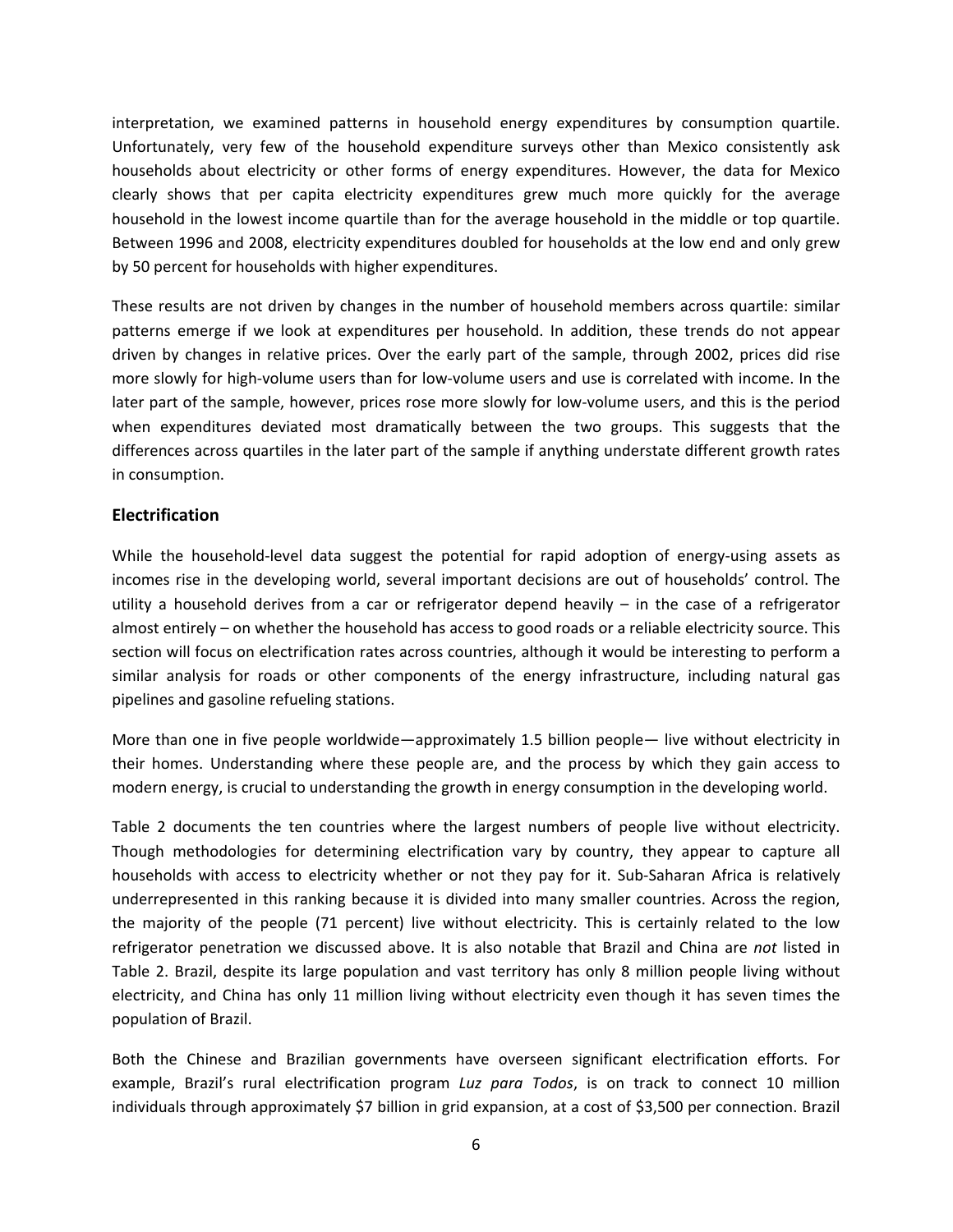interpretation, we examined patterns in household energy expenditures by consumption quartile. Unfortunately, very few of the household expenditure surveys other than Mexico consistently ask households about electricity or other forms of energy expenditures. However, the data for Mexico clearly shows that per capita electricity expenditures grew much more quickly for the average household in the lowest income quartile than for the average household in the middle or top quartile. Between 1996 and 2008, electricity expenditures doubled for households at the low end and only grew by 50 percent for households with higher expenditures.

These results are not driven by changes in the number of household members across quartile: similar patterns emerge if we look at expenditures per household. In addition, these trends do not appear driven by changes in relative prices. Over the early part of the sample, through 2002, prices did rise more slowly for high-volume users than for low-volume users and use is correlated with income. In the later part of the sample, however, prices rose more slowly for low-volume users, and this is the period when expenditures deviated most dramatically between the two groups. This suggests that the differences across quartiles in the later part of the sample if anything understate different growth rates in consumption.

## Electrification

While the household-level data suggest the potential for rapid adoption of energy-using assets as incomes rise in the developing world, several important decisions are out of households' control. The utility a household derives from a car or refrigerator depend heavily – in the case of a refrigerator almost entirely – on whether the household has access to good roads or a reliable electricity source. This section will focus on electrification rates across countries, although it would be interesting to perform a similar analysis for roads or other components of the energy infrastructure, including natural gas pipelines and gasoline refueling stations.

More than one in five people worldwide—approximately 1.5 billion people— live without electricity in their homes. Understanding where these people are, and the process by which they gain access to modern energy, is crucial to understanding the growth in energy consumption in the developing world.

Table 2 documents the ten countries where the largest numbers of people live without electricity. Though methodologies for determining electrification vary by country, they appear to capture all households with access to electricity whether or not they pay for it. Sub-Saharan Africa is relatively underrepresented in this ranking because it is divided into many smaller countries. Across the region, the majority of the people (71 percent) live without electricity. This is certainly related to the low refrigerator penetration we discussed above. It is also notable that Brazil and China are *not* listed in Table 2. Brazil, despite its large population and vast territory has only 8 million people living without electricity, and China has only 11 million living without electricity even though it has seven times the population of Brazil.

Both the Chinese and Brazilian governments have overseen significant electrification efforts. For example, Brazil's rural electrification program *Luz para Todos*, is on track to connect 10 million individuals through approximately $7 billion in grid expansion, at a cost of $3,500 per connection. Brazil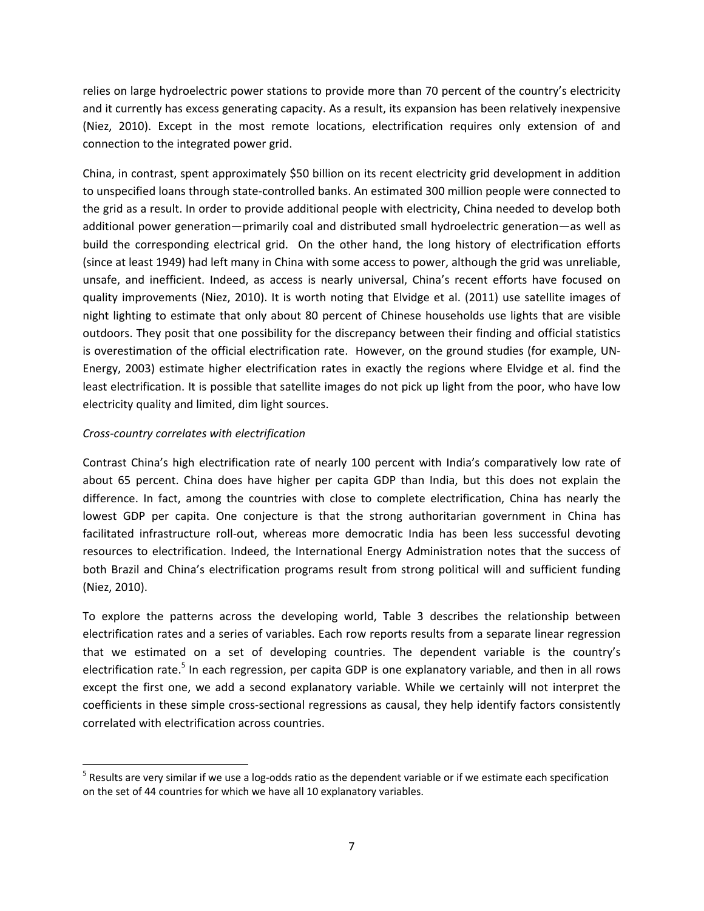relies on large hydroelectric power stations to provide more than 70 percent of the country's electricity and it currently has excess generating capacity. As a result, its expansion has been relatively inexpensive (Niez, 2010). Except in the most remote locations, electrification requires only extension of and connection to the integrated power grid.

China, in contrast, spent approximately $50 billion on its recent electricity grid development in addition to unspecified loans through state-controlled banks. An estimated 300 million people were connected to the grid as a result. In order to provide additional people with electricity, China needed to develop both additional power generation—primarily coal and distributed small hydroelectric generation—as well as build the corresponding electrical grid. On the other hand, the long history of electrification efforts (since at least 1949) had left many in China with some access to power, although the grid was unreliable, unsafe, and inefficient. Indeed, as access is nearly universal, China's recent efforts have focused on quality improvements (Niez, 2010). It is worth noting that Elvidge et al. (2011) use satellite images of night lighting to estimate that only about 80 percent of Chinese households use lights that are visible outdoors. They posit that one possibility for the discrepancy between their finding and official statistics is overestimation of the official electrification rate. However, on the ground studies (for example, UN-Energy, 2003) estimate higher electrification rates in exactly the regions where Elvidge et al. find the least electrification. It is possible that satellite images do not pick up light from the poor, who have low electricity quality and limited, dim light sources.

*Cross-country correlates with electrification*

Contrast China's high electrification rate of nearly 100 percent with India's comparatively low rate of about 65 percent. China does have higher per capita GDP than India, but this does not explain the difference. In fact, among the countries with close to complete electrification, China has nearly the lowest GDP per capita. One conjecture is that the strong authoritarian government in China has facilitated infrastructure roll-out, whereas more democratic India has been less successful devoting resources to electrification. Indeed, the International Energy Administration notes that the success of both Brazil and China's electrification programs result from strong political will and sufficient funding (Niez, 2010).

To explore the patterns across the developing world, Table 3 describes the relationship between electrification rates and a series of variables. Each row reports results from a separate linear regression that we estimated on a set of developing countries. The dependent variable is the country's electrification rate.[5] In each regression, per capita GDP is one explanatory variable, and then in all rows except the first one, we add a second explanatory variable. While we certainly will not interpret the coefficients in these simple cross-sectional regressions as causal, they help identify factors consistently correlated with electrification across countries.

[5] Results are very similar if we use a log-odds ratio as the dependent variable or if we estimate each specification on the set of 44 countries for which we have all 10 explanatory variables.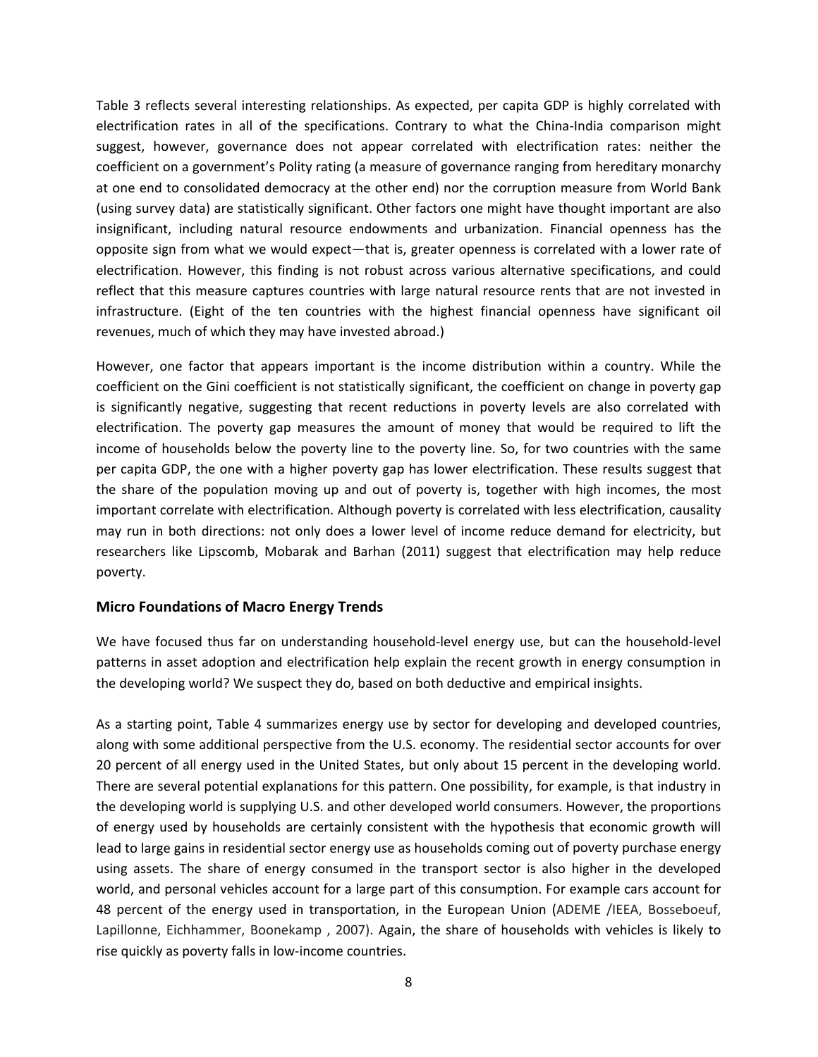Table 3 reflects several interesting relationships. As expected, per capita GDP is highly correlated with electrification rates in all of the specifications. Contrary to what the China-India comparison might suggest, however, governance does not appear correlated with electrification rates: neither the coefficient on a government's Polity rating (a measure of governance ranging from hereditary monarchy at one end to consolidated democracy at the other end) nor the corruption measure from World Bank (using survey data) are statistically significant. Other factors one might have thought important are also insignificant, including natural resource endowments and urbanization. Financial openness has the opposite sign from what we would expect—that is, greater openness is correlated with a lower rate of electrification. However, this finding is not robust across various alternative specifications, and could reflect that this measure captures countries with large natural resource rents that are not invested in infrastructure. (Eight of the ten countries with the highest financial openness have significant oil revenues, much of which they may have invested abroad.)

However, one factor that appears important is the income distribution within a country. While the coefficient on the Gini coefficient is not statistically significant, the coefficient on change in poverty gap is significantly negative, suggesting that recent reductions in poverty levels are also correlated with electrification. The poverty gap measures the amount of money that would be required to lift the income of households below the poverty line to the poverty line. So, for two countries with the same per capita GDP, the one with a higher poverty gap has lower electrification. These results suggest that the share of the population moving up and out of poverty is, together with high incomes, the most important correlate with electrification. Although poverty is correlated with less electrification, causality may run in both directions: not only does a lower level of income reduce demand for electricity, but researchers like Lipscomb, Mobarak and Barhan (2011) suggest that electrification may help reduce poverty.

## Micro Foundations of Macro Energy Trends

We have focused thus far on understanding household-level energy use, but can the household-level patterns in asset adoption and electrification help explain the recent growth in energy consumption in the developing world? We suspect they do, based on both deductive and empirical insights.

As a starting point, Table 4 summarizes energy use by sector for developing and developed countries, along with some additional perspective from the U.S. economy. The residential sector accounts for over 20 percent of all energy used in the United States, but only about 15 percent in the developing world. There are several potential explanations for this pattern. One possibility, for example, is that industry in the developing world is supplying U.S. and other developed world consumers. However, the proportions of energy used by households are certainly consistent with the hypothesis that economic growth will lead to large gains in residential sector energy use as households coming out of poverty purchase energy using assets. The share of energy consumed in the transport sector is also higher in the developed world, and personal vehicles account for a large part of this consumption. For example cars account for 48 percent of the energy used in transportation, in the European Union (ADEME /IEEA, Bosseboeuf, Lapillonne, Eichhammer, Boonekamp , 2007). Again, the share of households with vehicles is likely to rise quickly as poverty falls in low-income countries.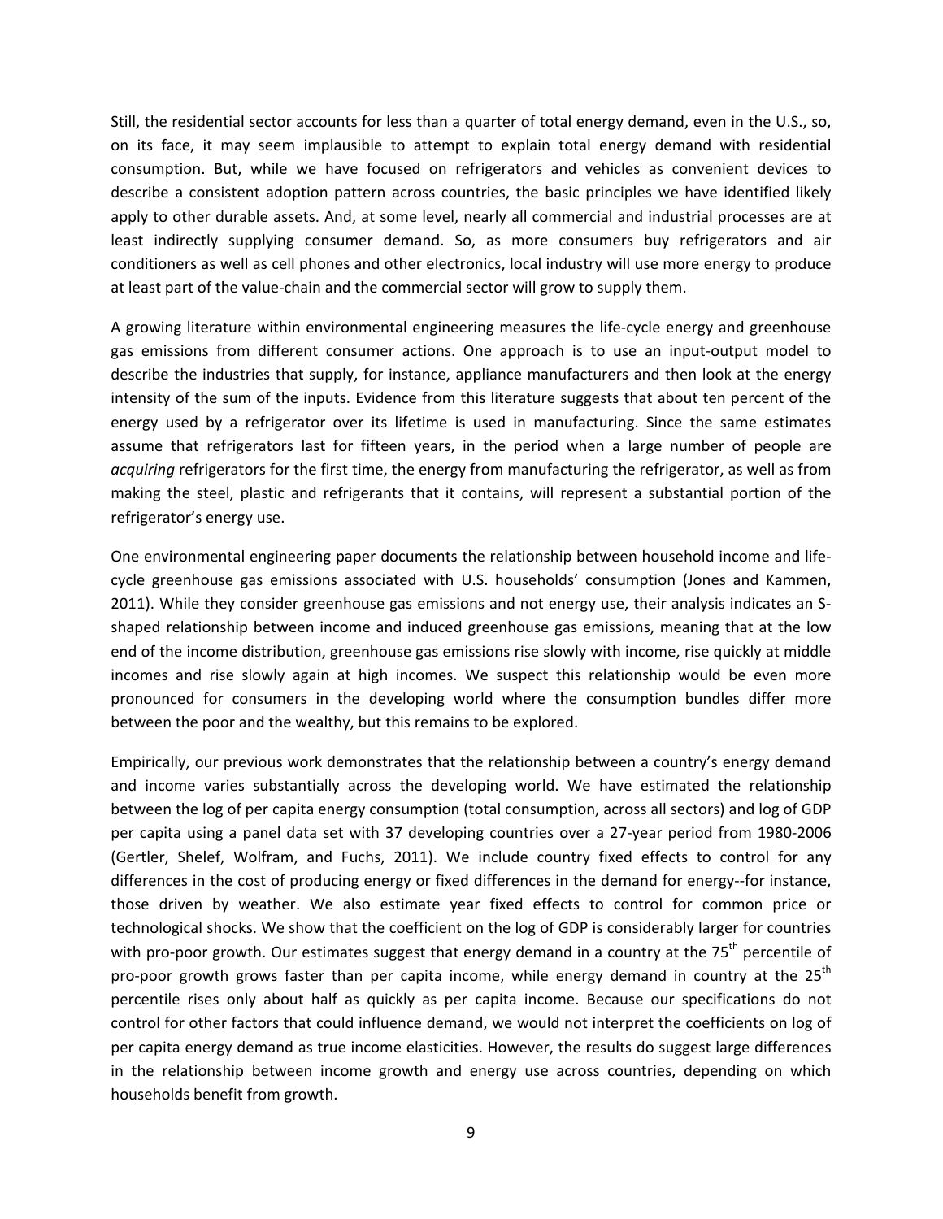Still, the residential sector accounts for less than a quarter of total energy demand, even in the U.S., so, on its face, it may seem implausible to attempt to explain total energy demand with residential consumption. But, while we have focused on refrigerators and vehicles as convenient devices to describe a consistent adoption pattern across countries, the basic principles we have identified likely apply to other durable assets. And, at some level, nearly all commercial and industrial processes are at least indirectly supplying consumer demand. So, as more consumers buy refrigerators and air conditioners as well as cell phones and other electronics, local industry will use more energy to produce at least part of the value-chain and the commercial sector will grow to supply them.

A growing literature within environmental engineering measures the life-cycle energy and greenhouse gas emissions from different consumer actions. One approach is to use an input-output model to describe the industries that supply, for instance, appliance manufacturers and then look at the energy intensity of the sum of the inputs. Evidence from this literature suggests that about ten percent of the energy used by a refrigerator over its lifetime is used in manufacturing. Since the same estimates assume that refrigerators last for fifteen years, in the period when a large number of people are *acquiring* refrigerators for the first time, the energy from manufacturing the refrigerator, as well as from making the steel, plastic and refrigerants that it contains, will represent a substantial portion of the refrigerator's energy use.

One environmental engineering paper documents the relationship between household income and life-cycle greenhouse gas emissions associated with U.S. households' consumption (Jones and Kammen, 2011). While they consider greenhouse gas emissions and not energy use, their analysis indicates an S-shaped relationship between income and induced greenhouse gas emissions, meaning that at the low end of the income distribution, greenhouse gas emissions rise slowly with income, rise quickly at middle incomes and rise slowly again at high incomes. We suspect this relationship would be even more pronounced for consumers in the developing world where the consumption bundles differ more between the poor and the wealthy, but this remains to be explored.

Empirically, our previous work demonstrates that the relationship between a country's energy demand and income varies substantially across the developing world. We have estimated the relationship between the log of per capita energy consumption (total consumption, across all sectors) and log of GDP per capita using a panel data set with 37 developing countries over a 27-year period from 1980-2006 (Gertler, Shelef, Wolfram, and Fuchs, 2011). We include country fixed effects to control for any differences in the cost of producing energy or fixed differences in the demand for energy--for instance, those driven by weather. We also estimate year fixed effects to control for common price or technological shocks. We show that the coefficient on the log of GDP is considerably larger for countries with pro-poor growth. Our estimates suggest that energy demand in a country at the 75$^{th}$ percentile of pro-poor growth grows faster than per capita income, while energy demand in country at the 25$^{th}$ percentile rises only about half as quickly as per capita income. Because our specifications do not control for other factors that could influence demand, we would not interpret the coefficients on log of per capita energy demand as true income elasticities. However, the results do suggest large differences in the relationship between income growth and energy use across countries, depending on which households benefit from growth.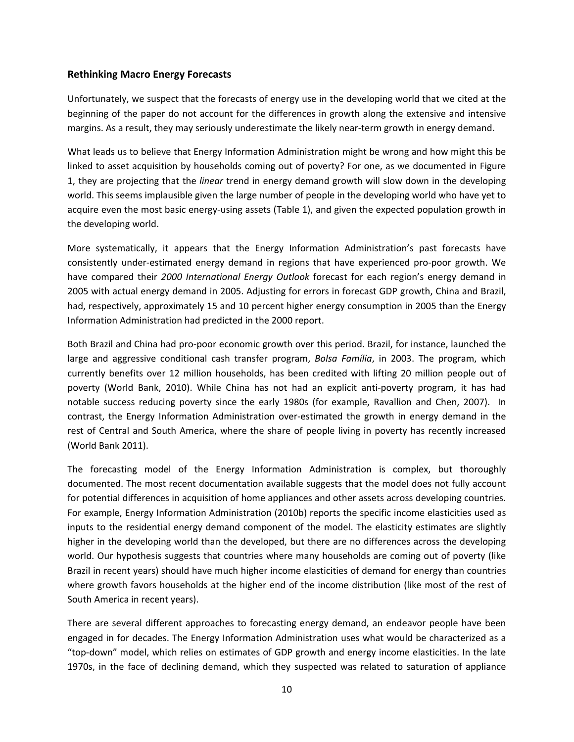### Rethinking Macro Energy Forecasts

Unfortunately, we suspect that the forecasts of energy use in the developing world that we cited at the beginning of the paper do not account for the differences in growth along the extensive and intensive margins. As a result, they may seriously underestimate the likely near-term growth in energy demand.

What leads us to believe that Energy Information Administration might be wrong and how might this be linked to asset acquisition by households coming out of poverty? For one, as we documented in Figure 1, they are projecting that the *linear* trend in energy demand growth will slow down in the developing world. This seems implausible given the large number of people in the developing world who have yet to acquire even the most basic energy-using assets (Table 1), and given the expected population growth in the developing world.

More systematically, it appears that the Energy Information Administration's past forecasts have consistently under-estimated energy demand in regions that have experienced pro-poor growth. We have compared their *2000 International Energy Outlook* forecast for each region's energy demand in 2005 with actual energy demand in 2005. Adjusting for errors in forecast GDP growth, China and Brazil, had, respectively, approximately 15 and 10 percent higher energy consumption in 2005 than the Energy Information Administration had predicted in the 2000 report.

Both Brazil and China had pro-poor economic growth over this period. Brazil, for instance, launched the large and aggressive conditional cash transfer program, *Bolsa Família*, in 2003. The program, which currently benefits over 12 million households, has been credited with lifting 20 million people out of poverty (World Bank, 2010). While China has not had an explicit anti-poverty program, it has had notable success reducing poverty since the early 1980s (for example, Ravallion and Chen, 2007). In contrast, the Energy Information Administration over-estimated the growth in energy demand in the rest of Central and South America, where the share of people living in poverty has recently increased (World Bank 2011).

The forecasting model of the Energy Information Administration is complex, but thoroughly documented. The most recent documentation available suggests that the model does not fully account for potential differences in acquisition of home appliances and other assets across developing countries. For example, Energy Information Administration (2010b) reports the specific income elasticities used as inputs to the residential energy demand component of the model. The elasticity estimates are slightly higher in the developing world than the developed, but there are no differences across the developing world. Our hypothesis suggests that countries where many households are coming out of poverty (like Brazil in recent years) should have much higher income elasticities of demand for energy than countries where growth favors households at the higher end of the income distribution (like most of the rest of South America in recent years).

There are several different approaches to forecasting energy demand, an endeavor people have been engaged in for decades. The Energy Information Administration uses what would be characterized as a "top-down" model, which relies on estimates of GDP growth and energy income elasticities. In the late 1970s, in the face of declining demand, which they suspected was related to saturation of appliance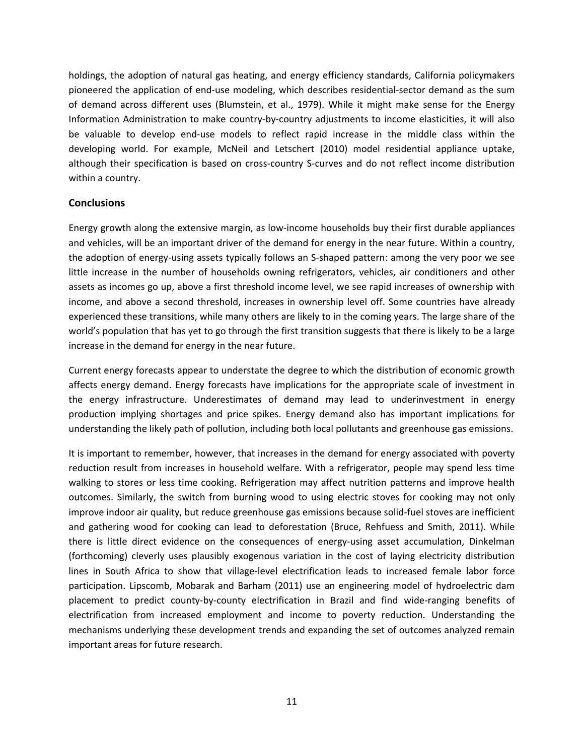holdings, the adoption of natural gas heating, and energy efficiency standards, California policymakers pioneered the application of end-use modeling, which describes residential-sector demand as the sum of demand across different uses (Blumstein, et al., 1979). While it might make sense for the Energy Information Administration to make country-by-country adjustments to income elasticities, it will also be valuable to develop end-use models to reflect rapid increase in the middle class within the developing world. For example, McNeil and Letschert (2010) model residential appliance uptake, although their specification is based on cross-country S-curves and do not reflect income distribution within a country.

## Conclusions

Energy growth along the extensive margin, as low-income households buy their first durable appliances and vehicles, will be an important driver of the demand for energy in the near future. Within a country, the adoption of energy-using assets typically follows an S-shaped pattern: among the very poor we see little increase in the number of households owning refrigerators, vehicles, air conditioners and other assets as incomes go up, above a first threshold income level, we see rapid increases of ownership with income, and above a second threshold, increases in ownership level off. Some countries have already experienced these transitions, while many others are likely to in the coming years. The large share of the world's population that has yet to go through the first transition suggests that there is likely to be a large increase in the demand for energy in the near future.

Current energy forecasts appear to understate the degree to which the distribution of economic growth affects energy demand. Energy forecasts have implications for the appropriate scale of investment in the energy infrastructure. Underestimates of demand may lead to underinvestment in energy production implying shortages and price spikes. Energy demand also has important implications for understanding the likely path of pollution, including both local pollutants and greenhouse gas emissions.

It is important to remember, however, that increases in the demand for energy associated with poverty reduction result from increases in household welfare. With a refrigerator, people may spend less time walking to stores or less time cooking. Refrigeration may affect nutrition patterns and improve health outcomes. Similarly, the switch from burning wood to using electric stoves for cooking may not only improve indoor air quality, but reduce greenhouse gas emissions because solid-fuel stoves are inefficient and gathering wood for cooking can lead to deforestation (Bruce, Rehfuess and Smith, 2011). While there is little direct evidence on the consequences of energy-using asset accumulation, Dinkelman (forthcoming) cleverly uses plausibly exogenous variation in the cost of laying electricity distribution lines in South Africa to show that village-level electrification leads to increased female labor force participation. Lipscomb, Mobarak and Barham (2011) use an engineering model of hydroelectric dam placement to predict county-by-county electrification in Brazil and find wide-ranging benefits of electrification from increased employment and income to poverty reduction. Understanding the mechanisms underlying these development trends and expanding the set of outcomes analyzed remain important areas for future research.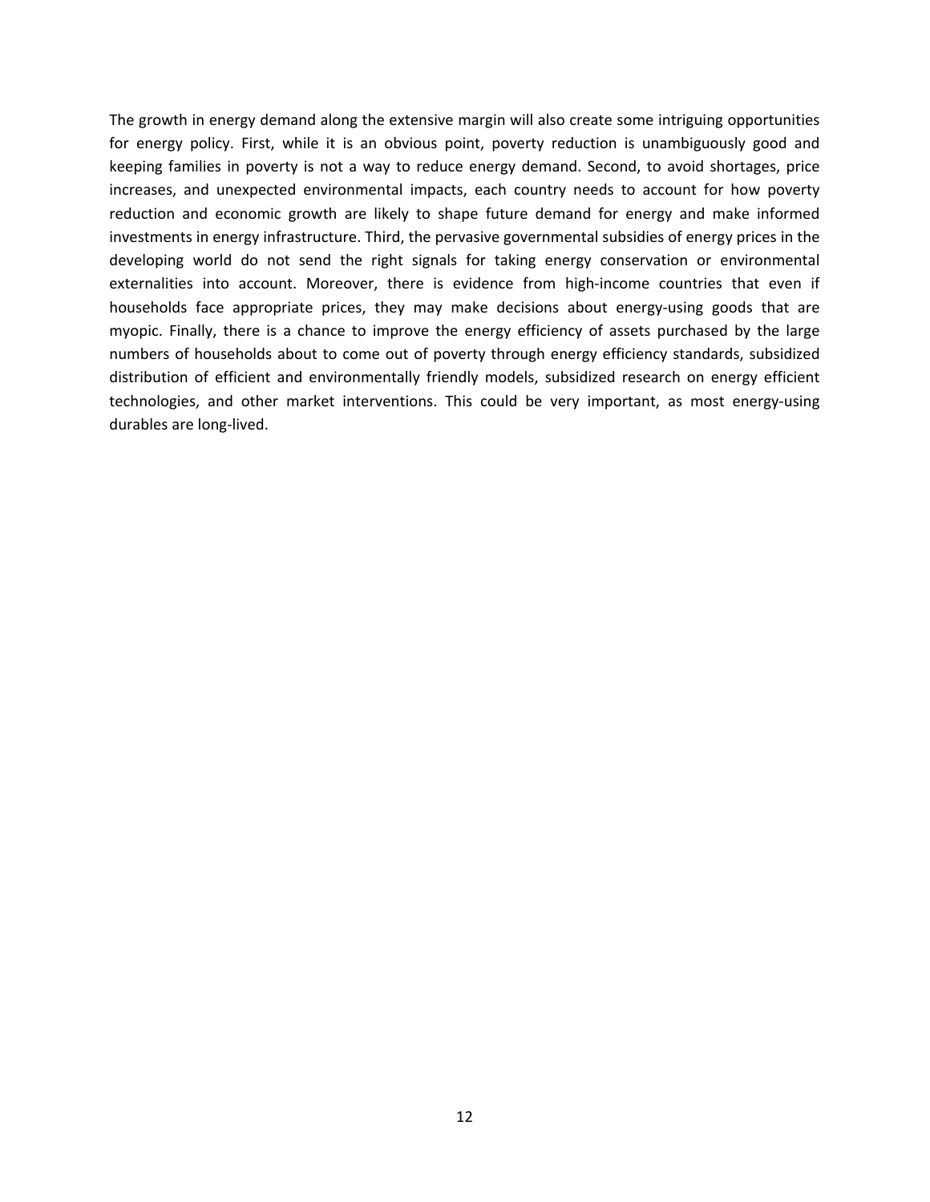The growth in energy demand along the extensive margin will also create some intriguing opportunities for energy policy. First, while it is an obvious point, poverty reduction is unambiguously good and keeping families in poverty is not a way to reduce energy demand. Second, to avoid shortages, price increases, and unexpected environmental impacts, each country needs to account for how poverty reduction and economic growth are likely to shape future demand for energy and make informed investments in energy infrastructure. Third, the pervasive governmental subsidies of energy prices in the developing world do not send the right signals for taking energy conservation or environmental externalities into account. Moreover, there is evidence from high-income countries that even if households face appropriate prices, they may make decisions about energy-using goods that are myopic. Finally, there is a chance to improve the energy efficiency of assets purchased by the large numbers of households about to come out of poverty through energy efficiency standards, subsidized distribution of efficient and environmentally friendly models, subsidized research on energy efficient technologies, and other market interventions. This could be very important, as most energy-using durables are long-lived.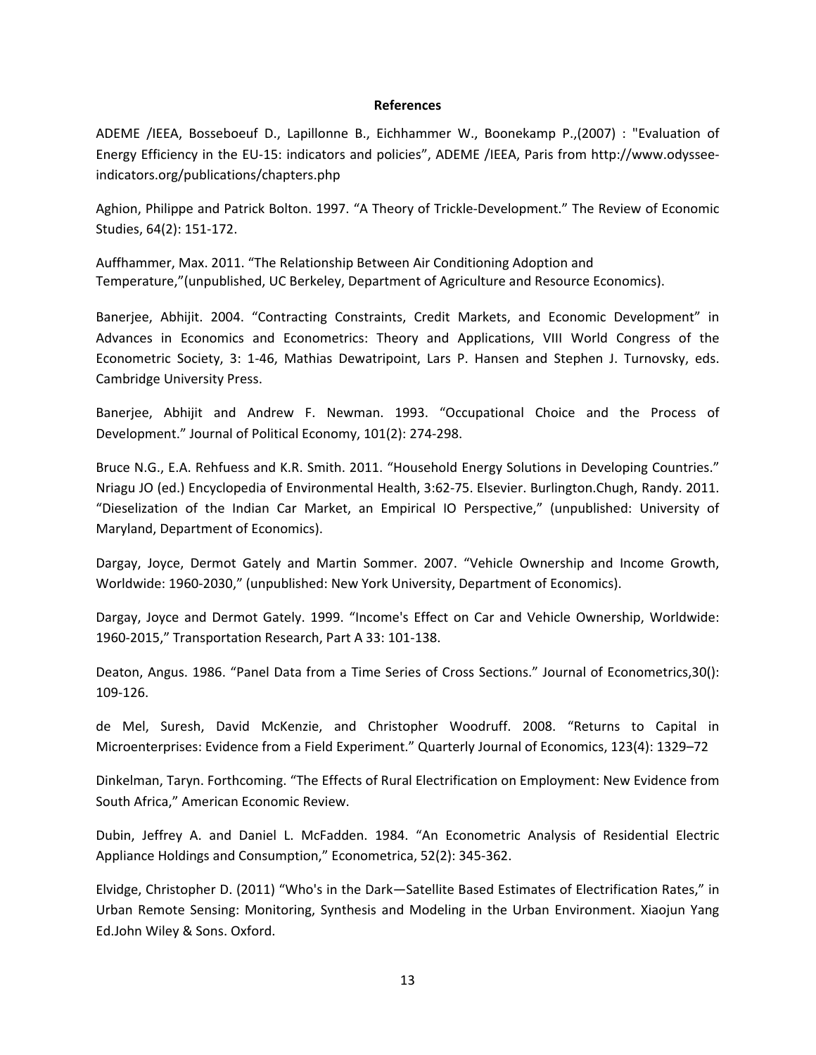**References**

ADEME /IEEA, Bosseboeuf D., Lapillonne B., Eichhammer W., Boonekamp P.,(2007) : "Evaluation of Energy Efficiency in the EU-15: indicators and policies", ADEME /IEEA, Paris from http://www.odyssee-indicators.org/publications/chapters.php

Aghion, Philippe and Patrick Bolton. 1997. "A Theory of Trickle-Development." The Review of Economic Studies, 64(2): 151-172.

Auffhammer, Max. 2011. "The Relationship Between Air Conditioning Adoption and Temperature,"(unpublished, UC Berkeley, Department of Agriculture and Resource Economics).

Banerjee, Abhijit. 2004. "Contracting Constraints, Credit Markets, and Economic Development" in Advances in Economics and Econometrics: Theory and Applications, VIII World Congress of the Econometric Society, 3: 1-46, Mathias Dewatripoint, Lars P. Hansen and Stephen J. Turnovsky, eds. Cambridge University Press.

Banerjee, Abhijit and Andrew F. Newman. 1993. "Occupational Choice and the Process of Development." Journal of Political Economy, 101(2): 274-298.

Bruce N.G., E.A. Rehfuess and K.R. Smith. 2011. "Household Energy Solutions in Developing Countries." Nriagu JO (ed.) Encyclopedia of Environmental Health, 3:62-75. Elsevier. Burlington.Chugh, Randy. 2011. "Dieselization of the Indian Car Market, an Empirical IO Perspective," (unpublished: University of Maryland, Department of Economics).

Dargay, Joyce, Dermot Gately and Martin Sommer. 2007. "Vehicle Ownership and Income Growth, Worldwide: 1960-2030," (unpublished: New York University, Department of Economics).

Dargay, Joyce and Dermot Gately. 1999. "Income's Effect on Car and Vehicle Ownership, Worldwide: 1960-2015," Transportation Research, Part A 33: 101-138.

Deaton, Angus. 1986. "Panel Data from a Time Series of Cross Sections." Journal of Econometrics,30(): 109-126.

de Mel, Suresh, David McKenzie, and Christopher Woodruff. 2008. "Returns to Capital in Microenterprises: Evidence from a Field Experiment." Quarterly Journal of Economics, 123(4): 1329–72

Dinkelman, Taryn. Forthcoming. "The Effects of Rural Electrification on Employment: New Evidence from South Africa," American Economic Review.

Dubin, Jeffrey A. and Daniel L. McFadden. 1984. "An Econometric Analysis of Residential Electric Appliance Holdings and Consumption," Econometrica, 52(2): 345-362.

Elvidge, Christopher D. (2011) "Who's in the Dark—Satellite Based Estimates of Electrification Rates," in Urban Remote Sensing: Monitoring, Synthesis and Modeling in the Urban Environment. Xiaojun Yang Ed.John Wiley & Sons. Oxford.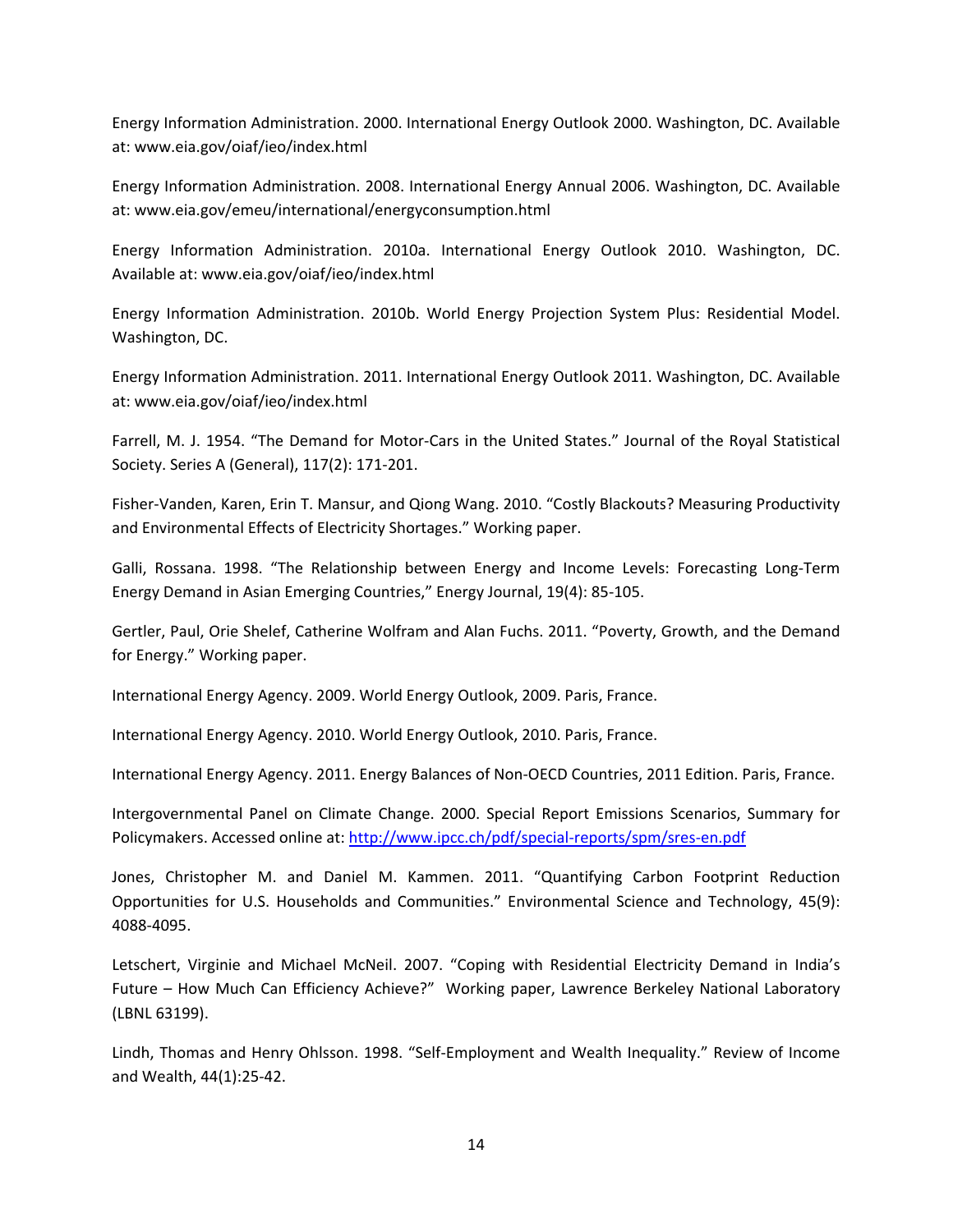Energy Information Administration. 2000. International Energy Outlook 2000. Washington, DC. Available at: www.eia.gov/oiaf/ieo/index.html

Energy Information Administration. 2008. International Energy Annual 2006. Washington, DC. Available at: www.eia.gov/emeu/international/energyconsumption.html

Energy Information Administration. 2010a. International Energy Outlook 2010. Washington, DC. Available at: www.eia.gov/oiaf/ieo/index.html

Energy Information Administration. 2010b. World Energy Projection System Plus: Residential Model. Washington, DC.

Energy Information Administration. 2011. International Energy Outlook 2011. Washington, DC. Available at: www.eia.gov/oiaf/ieo/index.html

Farrell, M. J. 1954. "The Demand for Motor-Cars in the United States." Journal of the Royal Statistical Society. Series A (General), 117(2): 171-201.

Fisher-Vanden, Karen, Erin T. Mansur, and Qiong Wang. 2010. "Costly Blackouts? Measuring Productivity and Environmental Effects of Electricity Shortages." Working paper.

Galli, Rossana. 1998. "The Relationship between Energy and Income Levels: Forecasting Long-Term Energy Demand in Asian Emerging Countries," Energy Journal, 19(4): 85-105.

Gertler, Paul, Orie Shelef, Catherine Wolfram and Alan Fuchs. 2011. "Poverty, Growth, and the Demand for Energy." Working paper.

International Energy Agency. 2009. World Energy Outlook, 2009. Paris, France.

International Energy Agency. 2010. World Energy Outlook, 2010. Paris, France.

International Energy Agency. 2011. Energy Balances of Non-OECD Countries, 2011 Edition. Paris, France.

Intergovernmental Panel on Climate Change. 2000. Special Report Emissions Scenarios, Summary for Policymakers. Accessed online at: http://www.ipcc.ch/pdf/special-reports/spm/sres-en.pdf

Jones, Christopher M. and Daniel M. Kammen. 2011. "Quantifying Carbon Footprint Reduction Opportunities for U.S. Households and Communities." Environmental Science and Technology, 45(9): 4088-4095.

Letschert, Virginie and Michael McNeil. 2007. "Coping with Residential Electricity Demand in India's Future – How Much Can Efficiency Achieve?" Working paper, Lawrence Berkeley National Laboratory (LBNL 63199).

Lindh, Thomas and Henry Ohlsson. 1998. "Self-Employment and Wealth Inequality." Review of Income and Wealth, 44(1):25-42.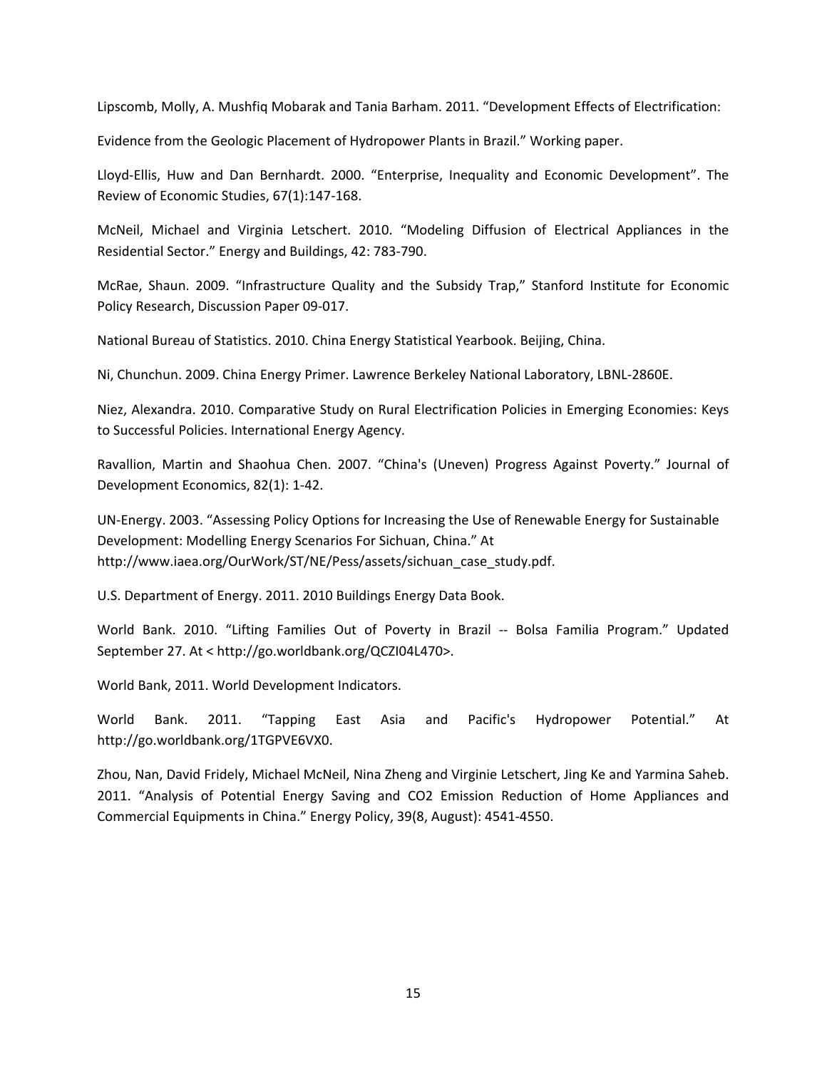Lipscomb, Molly, A. Mushfiq Mobarak and Tania Barham. 2011. "Development Effects of Electrification: Evidence from the Geologic Placement of Hydropower Plants in Brazil." Working paper.

Lloyd-Ellis, Huw and Dan Bernhardt. 2000. "Enterprise, Inequality and Economic Development". The Review of Economic Studies, 67(1):147-168.

McNeil, Michael and Virginia Letschert. 2010. "Modeling Diffusion of Electrical Appliances in the Residential Sector." Energy and Buildings, 42: 783-790.

McRae, Shaun. 2009. "Infrastructure Quality and the Subsidy Trap," Stanford Institute for Economic Policy Research, Discussion Paper 09-017.

National Bureau of Statistics. 2010. China Energy Statistical Yearbook. Beijing, China.

Ni, Chunchun. 2009. China Energy Primer. Lawrence Berkeley National Laboratory, LBNL-2860E.

Niez, Alexandra. 2010. Comparative Study on Rural Electrification Policies in Emerging Economies: Keys to Successful Policies. International Energy Agency.

Ravallion, Martin and Shaohua Chen. 2007. "China's (Uneven) Progress Against Poverty." Journal of Development Economics, 82(1): 1-42.

UN-Energy. 2003. "Assessing Policy Options for Increasing the Use of Renewable Energy for Sustainable Development: Modelling Energy Scenarios For Sichuan, China." At http://www.iaea.org/OurWork/ST/NE/Pess/assets/sichuan_case_study.pdf.

U.S. Department of Energy. 2011. 2010 Buildings Energy Data Book.

World Bank. 2010. "Lifting Families Out of Poverty in Brazil -- Bolsa Familia Program." Updated September 27. At < http://go.worldbank.org/QCZI04L470>.

World Bank, 2011. World Development Indicators.

World Bank. 2011. "Tapping East Asia and Pacific's Hydropower Potential." At http://go.worldbank.org/1TGPVE6VX0.

Zhou, Nan, David Fridely, Michael McNeil, Nina Zheng and Virginie Letschert, Jing Ke and Yarmina Saheb. 2011. "Analysis of Potential Energy Saving and CO2 Emission Reduction of Home Appliances and Commercial Equipments in China." Energy Policy, 39(8, August): 4541-4550.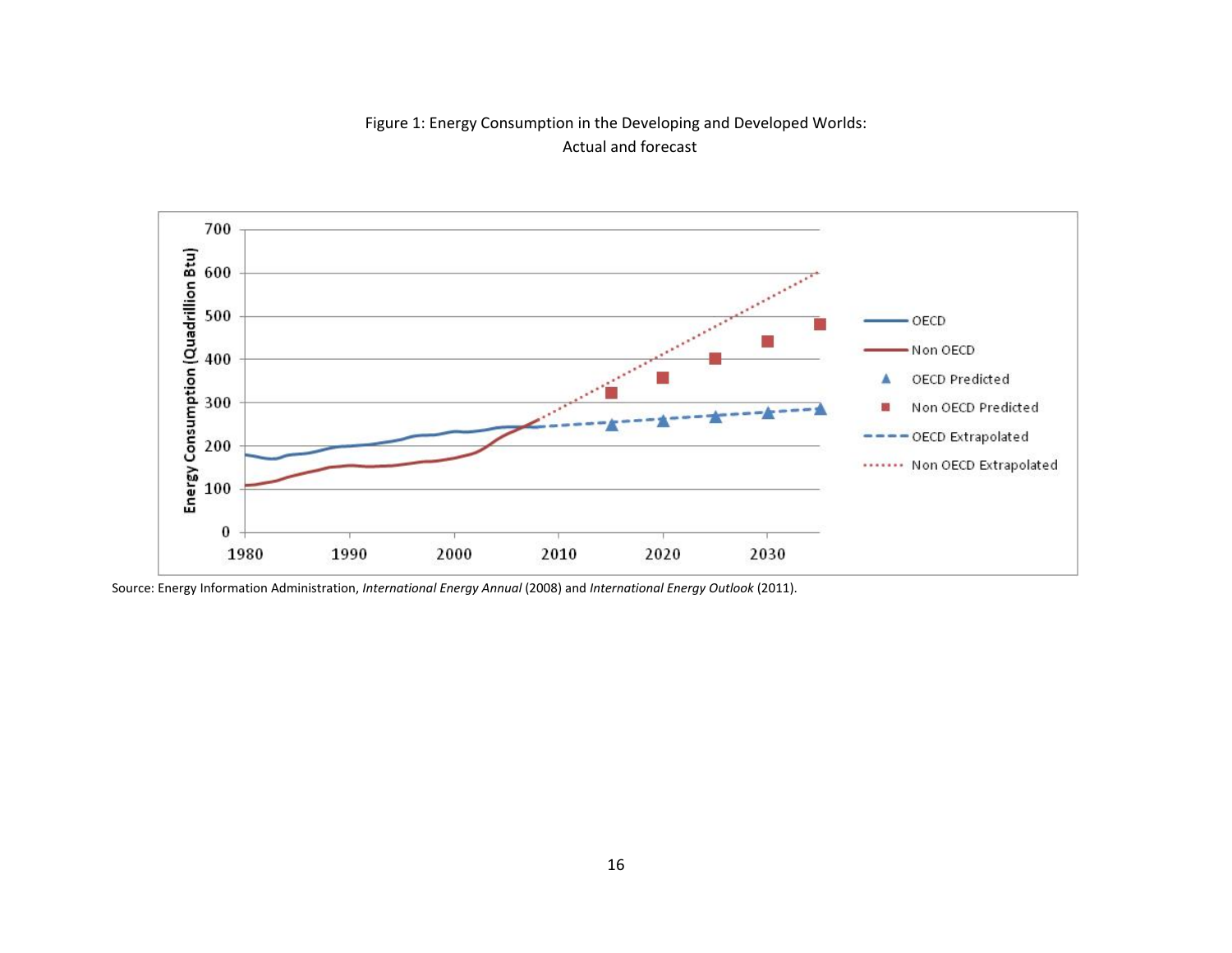Figure 1: Energy Consumption in the Developing and Developed Worlds:
Actual and forecast

Source: Energy Information Administration, *International Energy Annual* (2008) and *International Energy Outlook* (2011).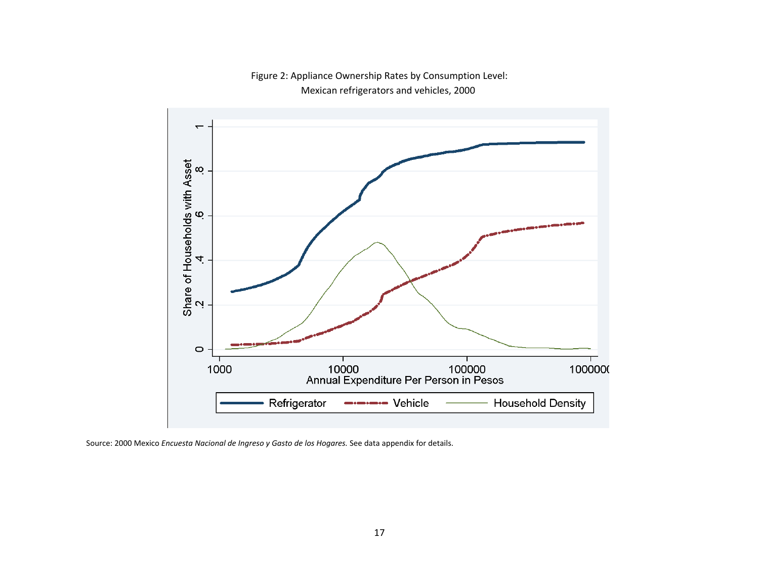Figure 2: Appliance Ownership Rates by Consumption Level: Mexican refrigerators and vehicles, 2000

Source: 2000 Mexico *Encuesta Nacional de Ingreso y Gasto de los Hogares.* See data appendix for details.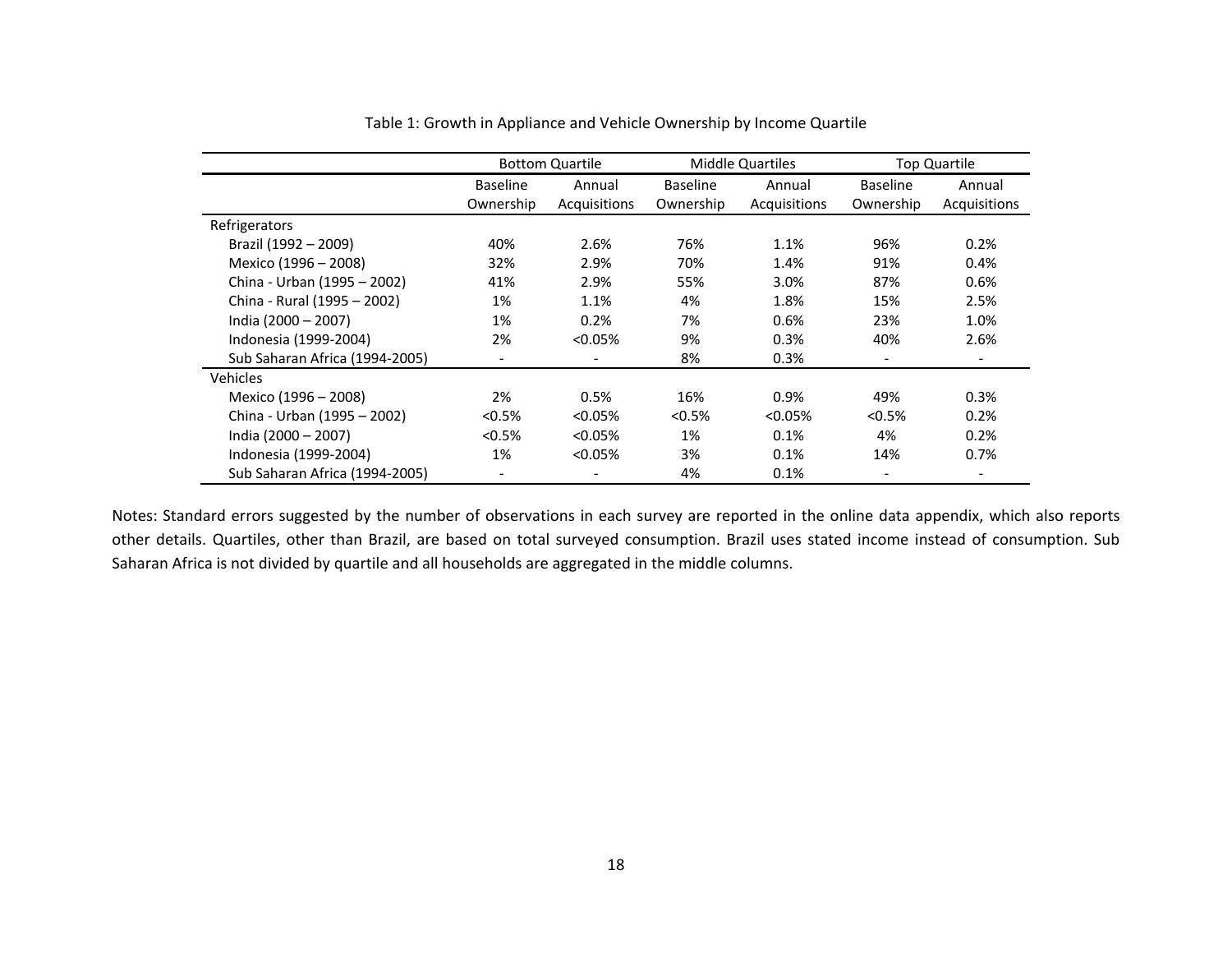Table 1: Growth in Appliance and Vehicle Ownership by Income Quartile

| | Bottom Quartile | | Middle Quartiles | | Top Quartile | |
|---|---|---|---|---|---|---|
| | Baseline Ownership | Annual Acquisitions | Baseline Ownership | Annual Acquisitions | Baseline Ownership | Annual Acquisitions |
| Refrigerators | | | | | | |
| Brazil (1992 – 2009) | 40% | 2.6% | 76% | 1.1% | 96% | 0.2% |
| Mexico (1996 – 2008) | 32% | 2.9% | 70% | 1.4% | 91% | 0.4% |
| China - Urban (1995 – 2002) | 41% | 2.9% | 55% | 3.0% | 87% | 0.6% |
| China - Rural (1995 – 2002) | 1% | 1.1% | 4% | 1.8% | 15% | 2.5% |
| India (2000 – 2007) | 1% | 0.2% | 7% | 0.6% | 23% | 1.0% |
| Indonesia (1999-2004) | 2% | <0.05% | 9% | 0.3% | 40% | 2.6% |
| Sub Saharan Africa (1994-2005) | - | - | 8% | 0.3% | - | - |
| Vehicles | | | | | | |
| Mexico (1996 – 2008) | 2% | 0.5% | 16% | 0.9% | 49% | 0.3% |
| China - Urban (1995 – 2002) | <0.5% | <0.05% | <0.5% | <0.05% | <0.5% | 0.2% |
| India (2000 – 2007) | <0.5% | <0.05% | 1% | 0.1% | 4% | 0.2% |
| Indonesia (1999-2004) | 1% | <0.05% | 3% | 0.1% | 14% | 0.7% |
| Sub Saharan Africa (1994-2005) | - | - | 4% | 0.1% | - | - |

Notes: Standard errors suggested by the number of observations in each survey are reported in the online data appendix, which also reports other details. Quartiles, other than Brazil, are based on total surveyed consumption. Brazil uses stated income instead of consumption. Sub Saharan Africa is not divided by quartile and all households are aggregated in the middle columns.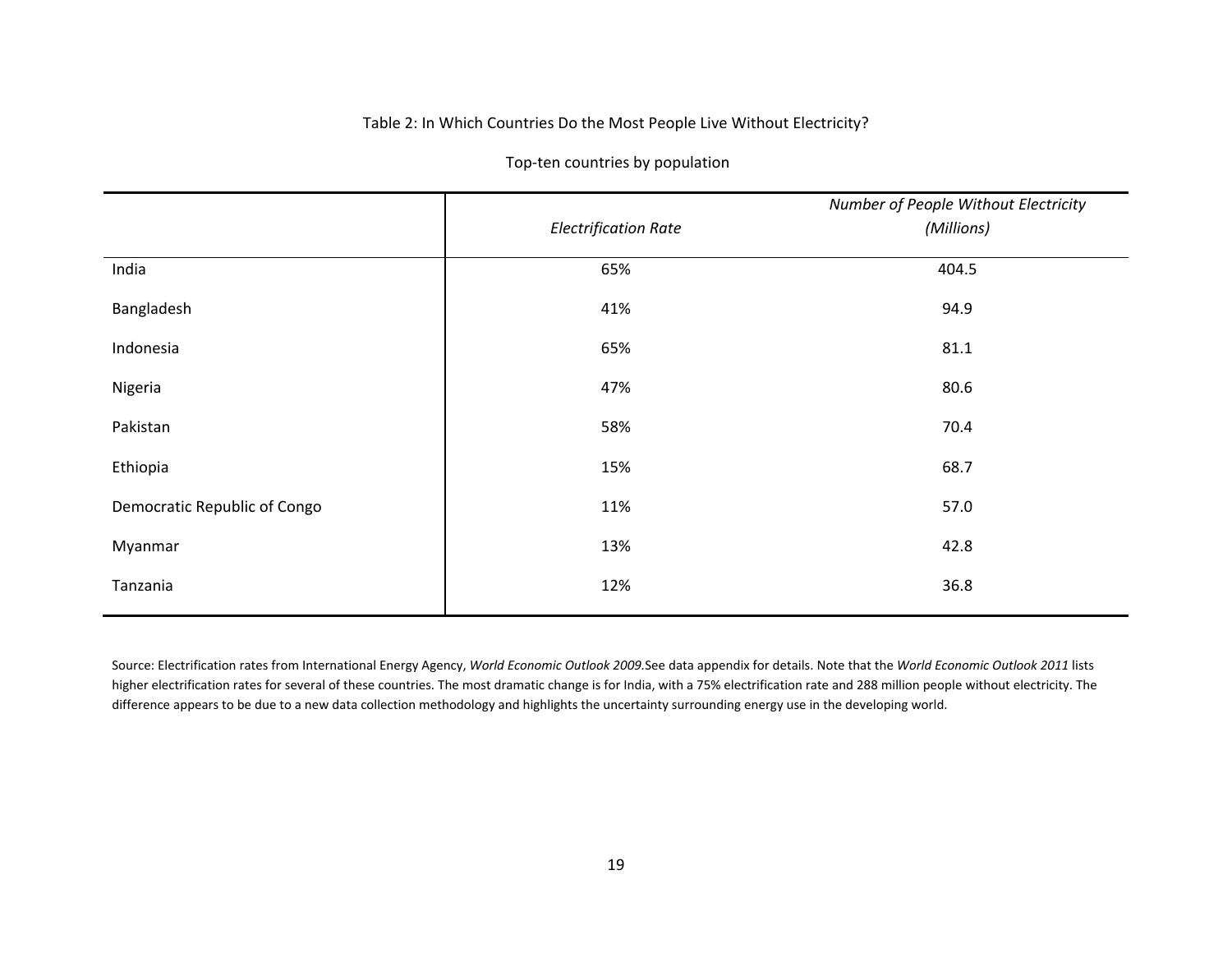Table 2: In Which Countries Do the Most People Live Without Electricity?

Top-ten countries by population

| | *Electrification Rate* | *Number of People Without Electricity (Millions)* |
|---|---|---|
| India | 65% | 404.5 |
| Bangladesh | 41% | 94.9 |
| Indonesia | 65% | 81.1 |
| Nigeria | 47% | 80.6 |
| Pakistan | 58% | 70.4 |
| Ethiopia | 15% | 68.7 |
| Democratic Republic of Congo | 11% | 57.0 |
| Myanmar | 13% | 42.8 |
| Tanzania | 12% | 36.8 |

Source: Electrification rates from International Energy Agency, *World Economic Outlook 2009.*See data appendix for details. Note that the *World Economic Outlook 2011* lists higher electrification rates for several of these countries. The most dramatic change is for India, with a 75% electrification rate and 288 million people without electricity. The difference appears to be due to a new data collection methodology and highlights the uncertainty surrounding energy use in the developing world.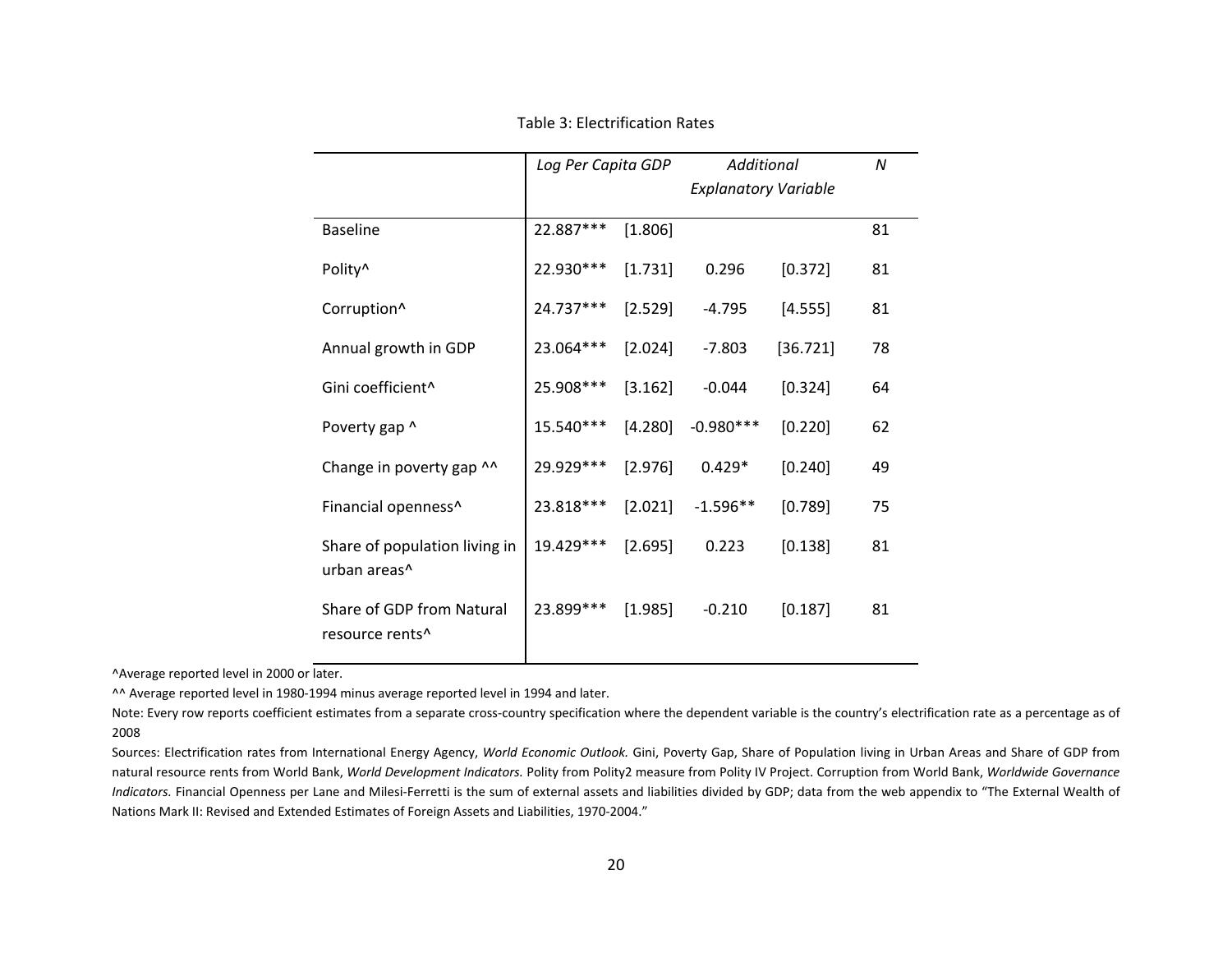Table 3: Electrification Rates

| | *Log Per Capita GDP* | | *Additional Explanatory Variable* | | *N* |
|---|---|---|---|---|---|
| Baseline | 22.887*** | [1.806] | | | 81 |
| Polity^ | 22.930*** | [1.731] | 0.296 | [0.372] | 81 |
| Corruption^ | 24.737*** | [2.529] | -4.795 | [4.555] | 81 |
| Annual growth in GDP | 23.064*** | [2.024] | -7.803 | [36.721] | 78 |
| Gini coefficient^ | 25.908*** | [3.162] | -0.044 | [0.324] | 64 |
| Poverty gap ^ | 15.540*** | [4.280] | -0.980*** | [0.220] | 62 |
| Change in poverty gap ^^ | 29.929*** | [2.976] | 0.429* | [0.240] | 49 |
| Financial openness^ | 23.818*** | [2.021] | -1.596** | [0.789] | 75 |
| Share of population living in urban areas^ | 19.429*** | [2.695] | 0.223 | [0.138] | 81 |
| Share of GDP from Natural resource rents^ | 23.899*** | [1.985] | -0.210 | [0.187] | 81 |

^Average reported level in 2000 or later.

^^ Average reported level in 1980-1994 minus average reported level in 1994 and later.

Note: Every row reports coefficient estimates from a separate cross-country specification where the dependent variable is the country's electrification rate as a percentage as of 2008

Sources: Electrification rates from International Energy Agency, *World Economic Outlook.* Gini, Poverty Gap, Share of Population living in Urban Areas and Share of GDP from natural resource rents from World Bank, *World Development Indicators.* Polity from Polity2 measure from Polity IV Project. Corruption from World Bank, *Worldwide Governance Indicators.* Financial Openness per Lane and Milesi-Ferretti is the sum of external assets and liabilities divided by GDP; data from the web appendix to "The External Wealth of Nations Mark II: Revised and Extended Estimates of Foreign Assets and Liabilities, 1970-2004."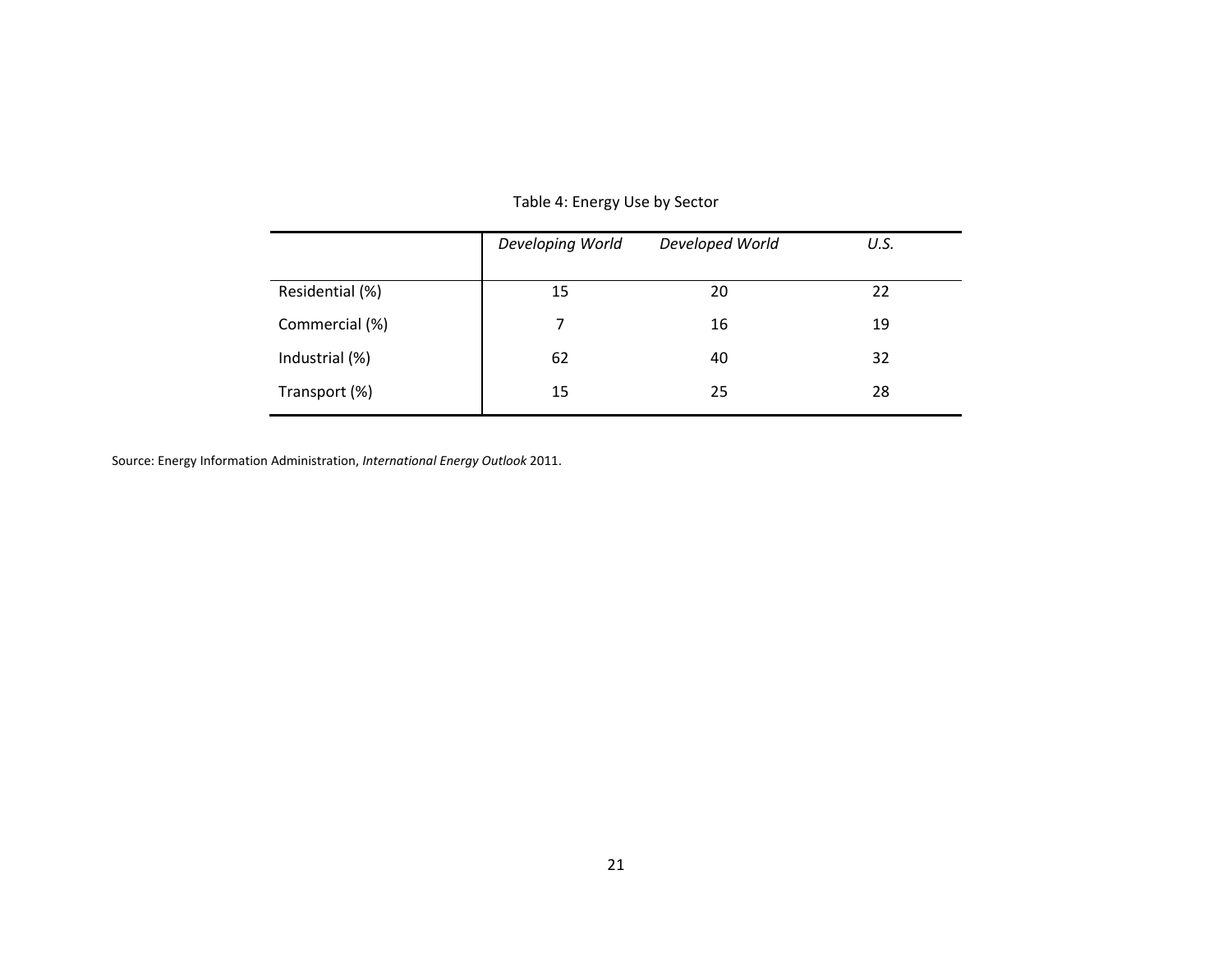Table 4: Energy Use by Sector

| | *Developing World* | *Developed World* | *U.S.* |
|---|---|---|---|
| Residential (%) | 15 | 20 | 22 |
| Commercial (%) | 7 | 16 | 19 |
| Industrial (%) | 62 | 40 | 32 |
| Transport (%) | 15 | 25 | 28 |

Source: Energy Information Administration, *International Energy Outlook* 2011.